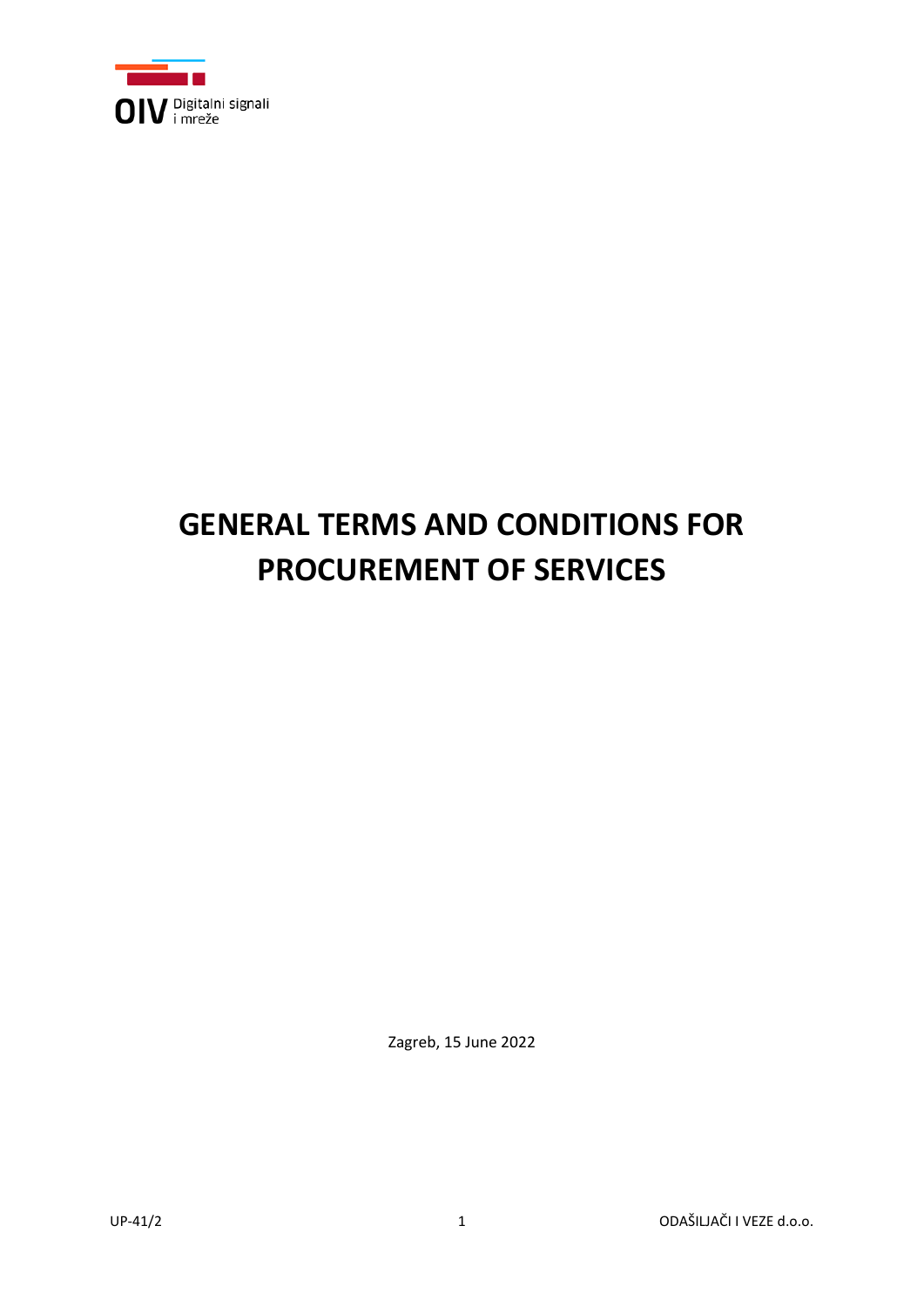OIV Digitalni signali i mreže

# GENERAL TERMS AND CONDITIONS FOR PROCUREMENT OF SERVICES

Zagreb, 15 June 2022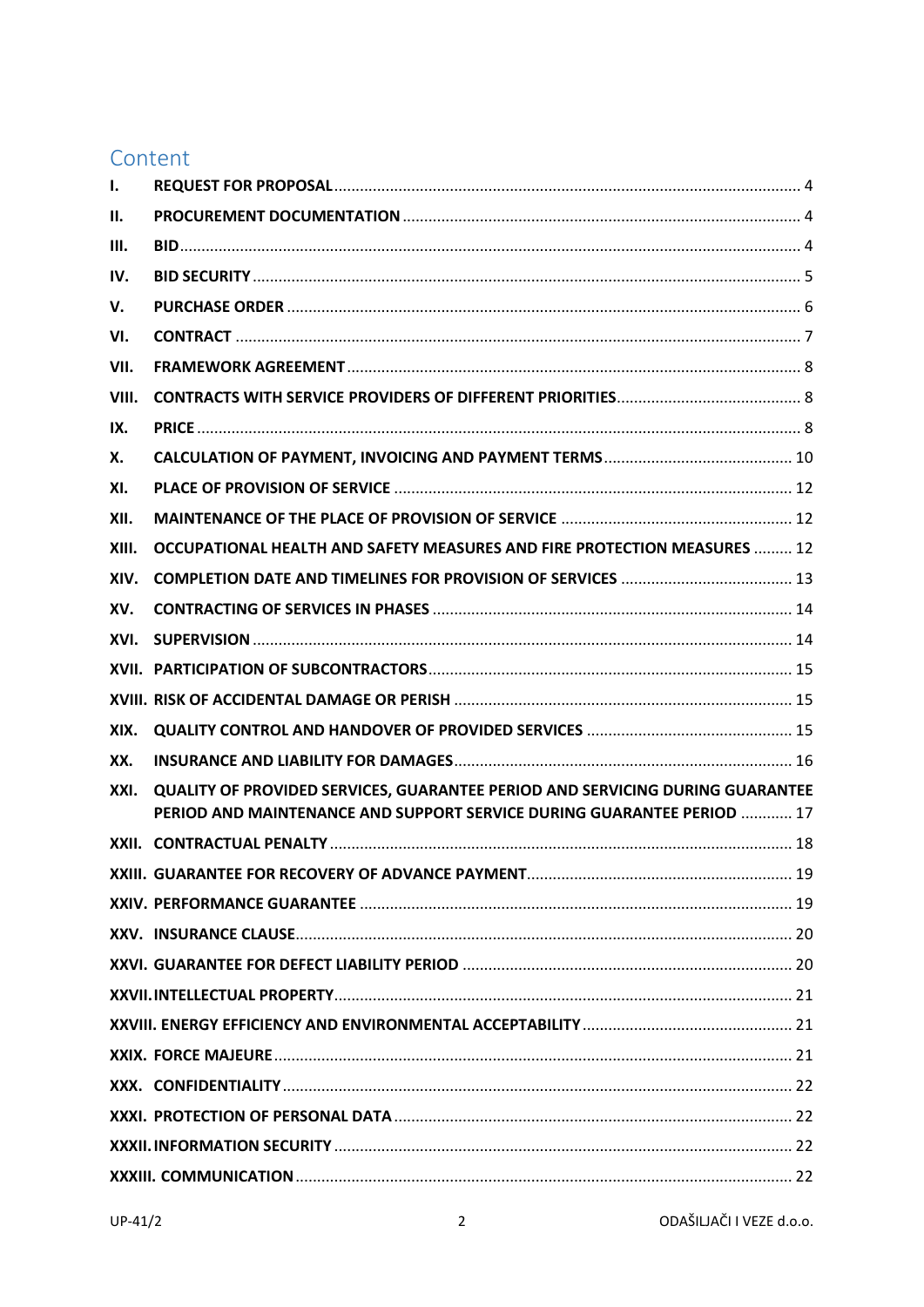## Content

| | | |
|---|---|---|
| I. | REQUEST FOR PROPOSAL | 4 |
| II. | PROCUREMENT DOCUMENTATION | 4 |
| III. | BID | 4 |
| IV. | BID SECURITY | 5 |
| V. | PURCHASE ORDER | 6 |
| VI. | CONTRACT | 7 |
| VII. | FRAMEWORK AGREEMENT | 8 |
| VIII. | CONTRACTS WITH SERVICE PROVIDERS OF DIFFERENT PRIORITIES | 8 |
| IX. | PRICE | 8 |
| X. | CALCULATION OF PAYMENT, INVOICING AND PAYMENT TERMS | 10 |
| XI. | PLACE OF PROVISION OF SERVICE | 12 |
| XII. | MAINTENANCE OF THE PLACE OF PROVISION OF SERVICE | 12 |
| XIII. | OCCUPATIONAL HEALTH AND SAFETY MEASURES AND FIRE PROTECTION MEASURES | 12 |
| XIV. | COMPLETION DATE AND TIMELINES FOR PROVISION OF SERVICES | 13 |
| XV. | CONTRACTING OF SERVICES IN PHASES | 14 |
| XVI. | SUPERVISION | 14 |
| XVII. | PARTICIPATION OF SUBCONTRACTORS | 15 |
| XVIII. | RISK OF ACCIDENTAL DAMAGE OR PERISH | 15 |
| XIX. | QUALITY CONTROL AND HANDOVER OF PROVIDED SERVICES | 15 |
| XX. | INSURANCE AND LIABILITY FOR DAMAGES | 16 |
| XXI. | QUALITY OF PROVIDED SERVICES, GUARANTEE PERIOD AND SERVICING DURING GUARANTEE PERIOD AND MAINTENANCE AND SUPPORT SERVICE DURING GUARANTEE PERIOD | 17 |
| XXII. | CONTRACTUAL PENALTY | 18 |
| XXIII. | GUARANTEE FOR RECOVERY OF ADVANCE PAYMENT | 19 |
| XXIV. | PERFORMANCE GUARANTEE | 19 |
| XXV. | INSURANCE CLAUSE | 20 |
| XXVI. | GUARANTEE FOR DEFECT LIABILITY PERIOD | 20 |
| XXVII. | INTELLECTUAL PROPERTY | 21 |
| XXVIII. | ENERGY EFFICIENCY AND ENVIRONMENTAL ACCEPTABILITY | 21 |
| XXIX. | FORCE MAJEURE | 21 |
| XXX. | CONFIDENTIALITY | 22 |
| XXXI. | PROTECTION OF PERSONAL DATA | 22 |
| XXXII. | INFORMATION SECURITY | 22 |
| XXXIII. | COMMUNICATION | 22 |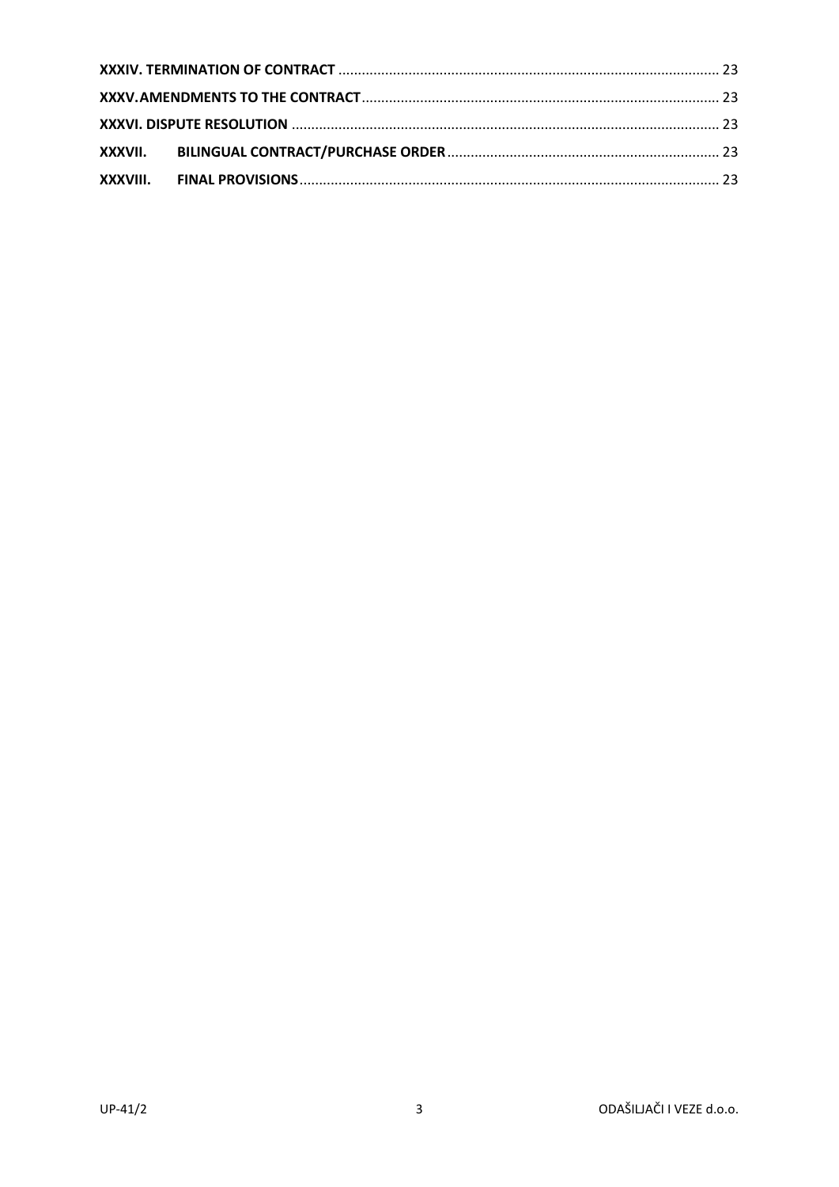**XXXIV. TERMINATION OF CONTRACT** ........................................................................................................ 23

**XXXV. AMENDMENTS TO THE CONTRACT** ........................................................................................... 23

**XXXVI. DISPUTE RESOLUTION** .................................................................................................................. 23

**XXXVII. BILINGUAL CONTRACT/PURCHASE ORDER** .................................................................... 23

**XXXVIII. FINAL PROVISIONS** .......................................................................................................... 23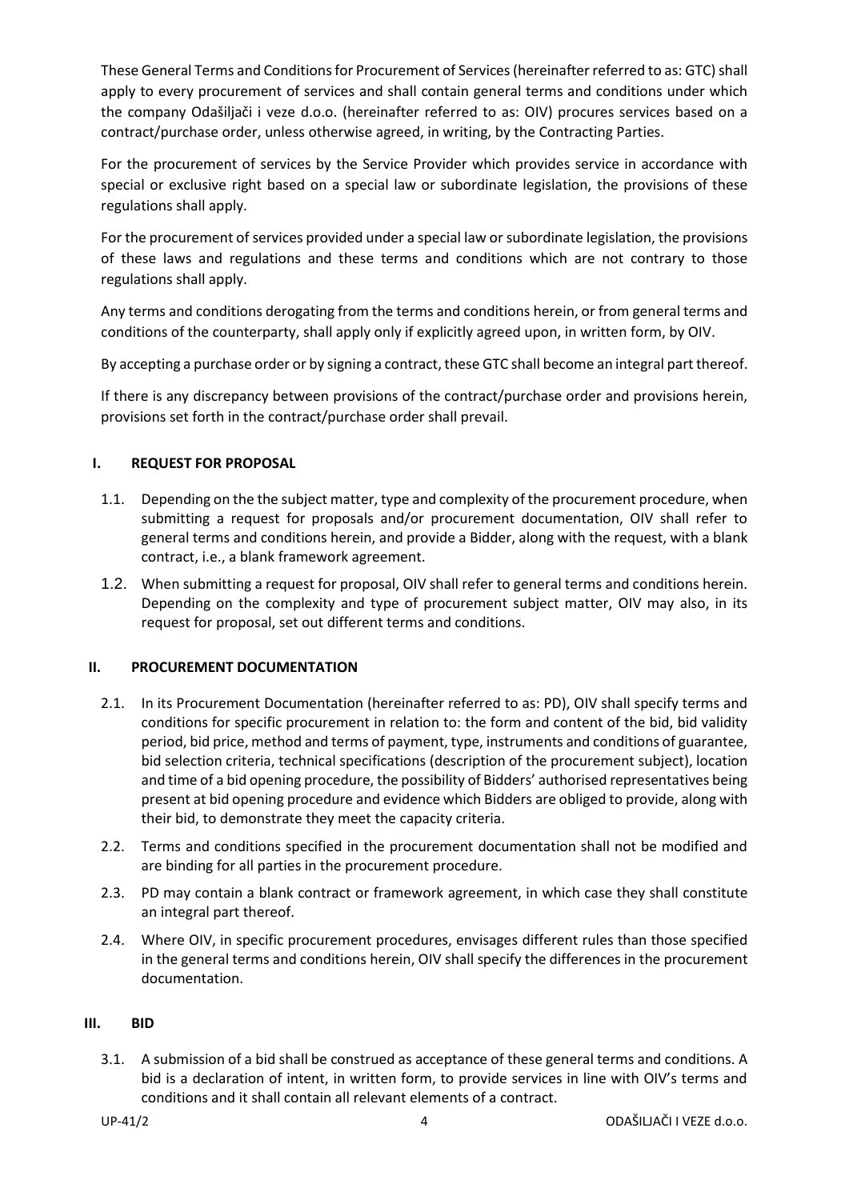These General Terms and Conditions for Procurement of Services (hereinafter referred to as: GTC) shall apply to every procurement of services and shall contain general terms and conditions under which the company Odašiljači i veze d.o.o. (hereinafter referred to as: OIV) procures services based on a contract/purchase order, unless otherwise agreed, in writing, by the Contracting Parties.

For the procurement of services by the Service Provider which provides service in accordance with special or exclusive right based on a special law or subordinate legislation, the provisions of these regulations shall apply.

For the procurement of services provided under a special law or subordinate legislation, the provisions of these laws and regulations and these terms and conditions which are not contrary to those regulations shall apply.

Any terms and conditions derogating from the terms and conditions herein, or from general terms and conditions of the counterparty, shall apply only if explicitly agreed upon, in written form, by OIV.

By accepting a purchase order or by signing a contract, these GTC shall become an integral part thereof.

If there is any discrepancy between provisions of the contract/purchase order and provisions herein, provisions set forth in the contract/purchase order shall prevail.

## I. REQUEST FOR PROPOSAL

1.1. Depending on the the subject matter, type and complexity of the procurement procedure, when submitting a request for proposals and/or procurement documentation, OIV shall refer to general terms and conditions herein, and provide a Bidder, along with the request, with a blank contract, i.e., a blank framework agreement.

1.2. When submitting a request for proposal, OIV shall refer to general terms and conditions herein. Depending on the complexity and type of procurement subject matter, OIV may also, in its request for proposal, set out different terms and conditions.

## II. PROCUREMENT DOCUMENTATION

2.1. In its Procurement Documentation (hereinafter referred to as: PD), OIV shall specify terms and conditions for specific procurement in relation to: the form and content of the bid, bid validity period, bid price, method and terms of payment, type, instruments and conditions of guarantee, bid selection criteria, technical specifications (description of the procurement subject), location and time of a bid opening procedure, the possibility of Bidders' authorised representatives being present at bid opening procedure and evidence which Bidders are obliged to provide, along with their bid, to demonstrate they meet the capacity criteria.

2.2. Terms and conditions specified in the procurement documentation shall not be modified and are binding for all parties in the procurement procedure.

2.3. PD may contain a blank contract or framework agreement, in which case they shall constitute an integral part thereof.

2.4. Where OIV, in specific procurement procedures, envisages different rules than those specified in the general terms and conditions herein, OIV shall specify the differences in the procurement documentation.

## III. BID

3.1. A submission of a bid shall be construed as acceptance of these general terms and conditions. A bid is a declaration of intent, in written form, to provide services in line with OIV's terms and conditions and it shall contain all relevant elements of a contract.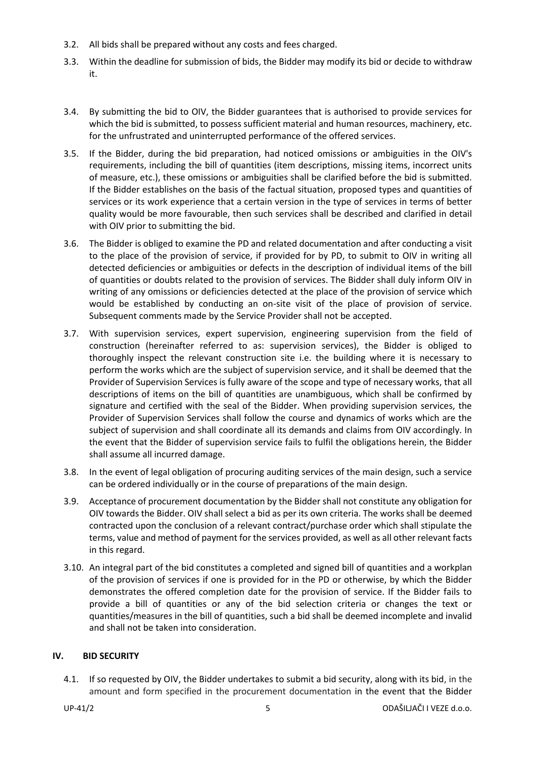3.2. All bids shall be prepared without any costs and fees charged.

3.3. Within the deadline for submission of bids, the Bidder may modify its bid or decide to withdraw it.

3.4. By submitting the bid to OIV, the Bidder guarantees that is authorised to provide services for which the bid is submitted, to possess sufficient material and human resources, machinery, etc. for the unfrustrated and uninterrupted performance of the offered services.

3.5. If the Bidder, during the bid preparation, had noticed omissions or ambiguities in the OIV's requirements, including the bill of quantities (item descriptions, missing items, incorrect units of measure, etc.), these omissions or ambiguities shall be clarified before the bid is submitted. If the Bidder establishes on the basis of the factual situation, proposed types and quantities of services or its work experience that a certain version in the type of services in terms of better quality would be more favourable, then such services shall be described and clarified in detail with OIV prior to submitting the bid.

3.6. The Bidder is obliged to examine the PD and related documentation and after conducting a visit to the place of the provision of service, if provided for by PD, to submit to OIV in writing all detected deficiencies or ambiguities or defects in the description of individual items of the bill of quantities or doubts related to the provision of services. The Bidder shall duly inform OIV in writing of any omissions or deficiencies detected at the place of the provision of service which would be established by conducting an on-site visit of the place of provision of service. Subsequent comments made by the Service Provider shall not be accepted.

3.7. With supervision services, expert supervision, engineering supervision from the field of construction (hereinafter referred to as: supervision services), the Bidder is obliged to thoroughly inspect the relevant construction site i.e. the building where it is necessary to perform the works which are the subject of supervision service, and it shall be deemed that the Provider of Supervision Services is fully aware of the scope and type of necessary works, that all descriptions of items on the bill of quantities are unambiguous, which shall be confirmed by signature and certified with the seal of the Bidder. When providing supervision services, the Provider of Supervision Services shall follow the course and dynamics of works which are the subject of supervision and shall coordinate all its demands and claims from OIV accordingly. In the event that the Bidder of supervision service fails to fulfil the obligations herein, the Bidder shall assume all incurred damage.

3.8. In the event of legal obligation of procuring auditing services of the main design, such a service can be ordered individually or in the course of preparations of the main design.

3.9. Acceptance of procurement documentation by the Bidder shall not constitute any obligation for OIV towards the Bidder. OIV shall select a bid as per its own criteria. The works shall be deemed contracted upon the conclusion of a relevant contract/purchase order which shall stipulate the terms, value and method of payment for the services provided, as well as all other relevant facts in this regard.

3.10. An integral part of the bid constitutes a completed and signed bill of quantities and a workplan of the provision of services if one is provided for in the PD or otherwise, by which the Bidder demonstrates the offered completion date for the provision of service. If the Bidder fails to provide a bill of quantities or any of the bid selection criteria or changes the text or quantities/measures in the bill of quantities, such a bid shall be deemed incomplete and invalid and shall not be taken into consideration.

## IV. BID SECURITY

4.1. If so requested by OIV, the Bidder undertakes to submit a bid security, along with its bid, in the amount and form specified in the procurement documentation in the event that the Bidder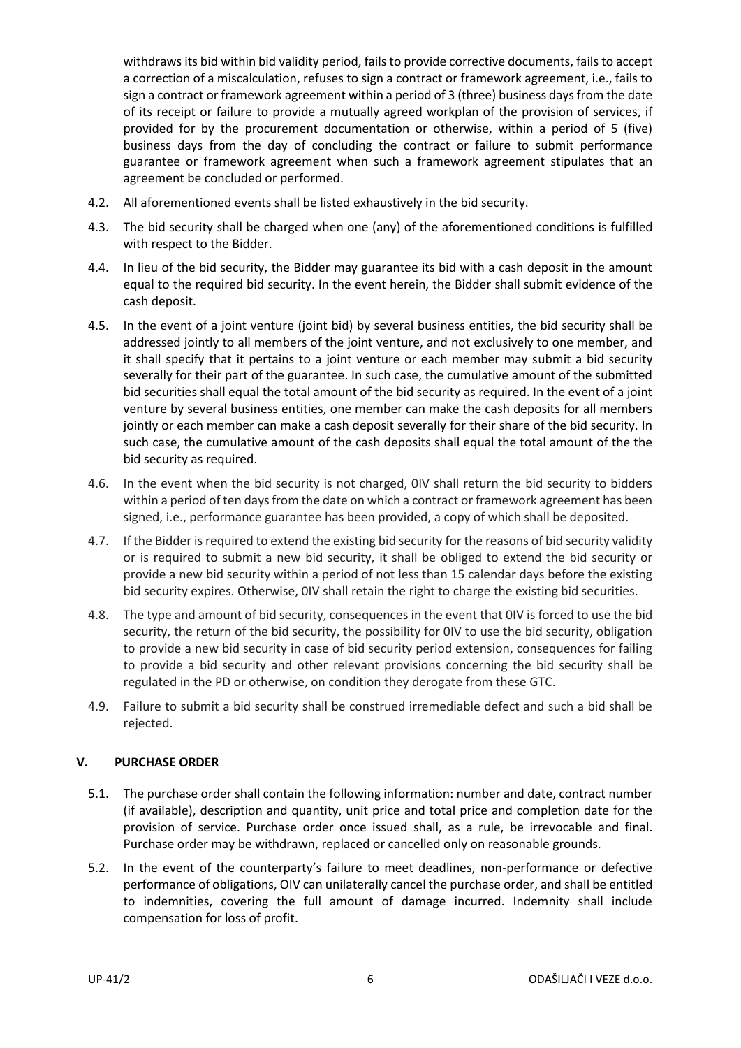withdraws its bid within bid validity period, fails to provide corrective documents, fails to accept a correction of a miscalculation, refuses to sign a contract or framework agreement, i.e., fails to sign a contract or framework agreement within a period of 3 (three) business days from the date of its receipt or failure to provide a mutually agreed workplan of the provision of services, if provided for by the procurement documentation or otherwise, within a period of 5 (five) business days from the day of concluding the contract or failure to submit performance guarantee or framework agreement when such a framework agreement stipulates that an agreement be concluded or performed.

4.2. All aforementioned events shall be listed exhaustively in the bid security.

4.3. The bid security shall be charged when one (any) of the aforementioned conditions is fulfilled with respect to the Bidder.

4.4. In lieu of the bid security, the Bidder may guarantee its bid with a cash deposit in the amount equal to the required bid security. In the event herein, the Bidder shall submit evidence of the cash deposit.

4.5. In the event of a joint venture (joint bid) by several business entities, the bid security shall be addressed jointly to all members of the joint venture, and not exclusively to one member, and it shall specify that it pertains to a joint venture or each member may submit a bid security severally for their part of the guarantee. In such case, the cumulative amount of the submitted bid securities shall equal the total amount of the bid security as required. In the event of a joint venture by several business entities, one member can make the cash deposits for all members jointly or each member can make a cash deposit severally for their share of the bid security. In such case, the cumulative amount of the cash deposits shall equal the total amount of the the bid security as required.

4.6. In the event when the bid security is not charged, 0IV shall return the bid security to bidders within a period of ten days from the date on which a contract or framework agreement has been signed, i.e., performance guarantee has been provided, a copy of which shall be deposited.

4.7. If the Bidder is required to extend the existing bid security for the reasons of bid security validity or is required to submit a new bid security, it shall be obliged to extend the bid security or provide a new bid security within a period of not less than 15 calendar days before the existing bid security expires. Otherwise, 0IV shall retain the right to charge the existing bid securities.

4.8. The type and amount of bid security, consequences in the event that 0IV is forced to use the bid security, the return of the bid security, the possibility for 0IV to use the bid security, obligation to provide a new bid security in case of bid security period extension, consequences for failing to provide a bid security and other relevant provisions concerning the bid security shall be regulated in the PD or otherwise, on condition they derogate from these GTC.

4.9. Failure to submit a bid security shall be construed irremediable defect and such a bid shall be rejected.

## V. PURCHASE ORDER

5.1. The purchase order shall contain the following information: number and date, contract number (if available), description and quantity, unit price and total price and completion date for the provision of service. Purchase order once issued shall, as a rule, be irrevocable and final. Purchase order may be withdrawn, replaced or cancelled only on reasonable grounds.

5.2. In the event of the counterparty's failure to meet deadlines, non-performance or defective performance of obligations, OIV can unilaterally cancel the purchase order, and shall be entitled to indemnities, covering the full amount of damage incurred. Indemnity shall include compensation for loss of profit.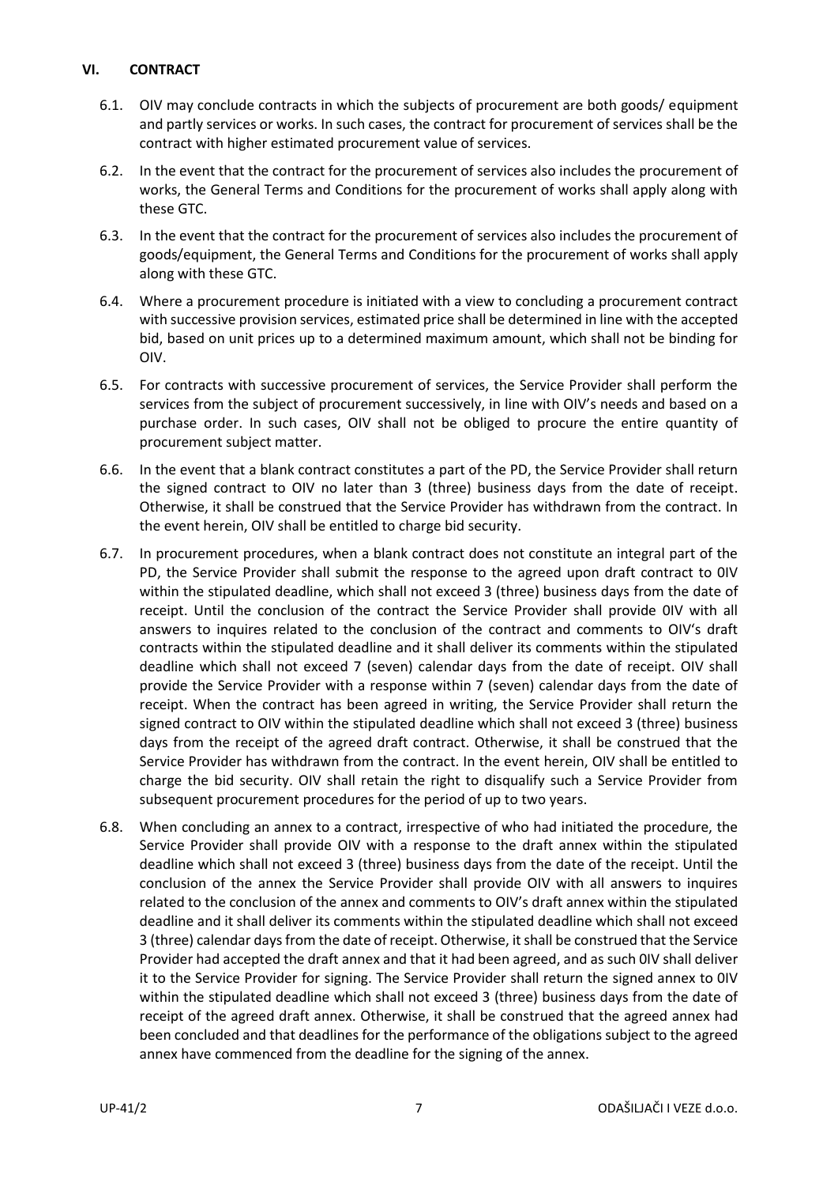## VI. CONTRACT

6.1. OIV may conclude contracts in which the subjects of procurement are both goods/ equipment and partly services or works. In such cases, the contract for procurement of services shall be the contract with higher estimated procurement value of services.

6.2. In the event that the contract for the procurement of services also includes the procurement of works, the General Terms and Conditions for the procurement of works shall apply along with these GTC.

6.3. In the event that the contract for the procurement of services also includes the procurement of goods/equipment, the General Terms and Conditions for the procurement of works shall apply along with these GTC.

6.4. Where a procurement procedure is initiated with a view to concluding a procurement contract with successive provision services, estimated price shall be determined in line with the accepted bid, based on unit prices up to a determined maximum amount, which shall not be binding for OIV.

6.5. For contracts with successive procurement of services, the Service Provider shall perform the services from the subject of procurement successively, in line with OIV's needs and based on a purchase order. In such cases, OIV shall not be obliged to procure the entire quantity of procurement subject matter.

6.6. In the event that a blank contract constitutes a part of the PD, the Service Provider shall return the signed contract to OIV no later than 3 (three) business days from the date of receipt. Otherwise, it shall be construed that the Service Provider has withdrawn from the contract. In the event herein, OIV shall be entitled to charge bid security.

6.7. In procurement procedures, when a blank contract does not constitute an integral part of the PD, the Service Provider shall submit the response to the agreed upon draft contract to 0IV within the stipulated deadline, which shall not exceed 3 (three) business days from the date of receipt. Until the conclusion of the contract the Service Provider shall provide 0IV with all answers to inquires related to the conclusion of the contract and comments to OIV's draft contracts within the stipulated deadline and it shall deliver its comments within the stipulated deadline which shall not exceed 7 (seven) calendar days from the date of receipt. OIV shall provide the Service Provider with a response within 7 (seven) calendar days from the date of receipt. When the contract has been agreed in writing, the Service Provider shall return the signed contract to OIV within the stipulated deadline which shall not exceed 3 (three) business days from the receipt of the agreed draft contract. Otherwise, it shall be construed that the Service Provider has withdrawn from the contract. In the event herein, OIV shall be entitled to charge the bid security. OIV shall retain the right to disqualify such a Service Provider from subsequent procurement procedures for the period of up to two years.

6.8. When concluding an annex to a contract, irrespective of who had initiated the procedure, the Service Provider shall provide OIV with a response to the draft annex within the stipulated deadline which shall not exceed 3 (three) business days from the date of the receipt. Until the conclusion of the annex the Service Provider shall provide OIV with all answers to inquires related to the conclusion of the annex and comments to OIV's draft annex within the stipulated deadline and it shall deliver its comments within the stipulated deadline which shall not exceed 3 (three) calendar days from the date of receipt. Otherwise, it shall be construed that the Service Provider had accepted the draft annex and that it had been agreed, and as such 0IV shall deliver it to the Service Provider for signing. The Service Provider shall return the signed annex to 0IV within the stipulated deadline which shall not exceed 3 (three) business days from the date of receipt of the agreed draft annex. Otherwise, it shall be construed that the agreed annex had been concluded and that deadlines for the performance of the obligations subject to the agreed annex have commenced from the deadline for the signing of the annex.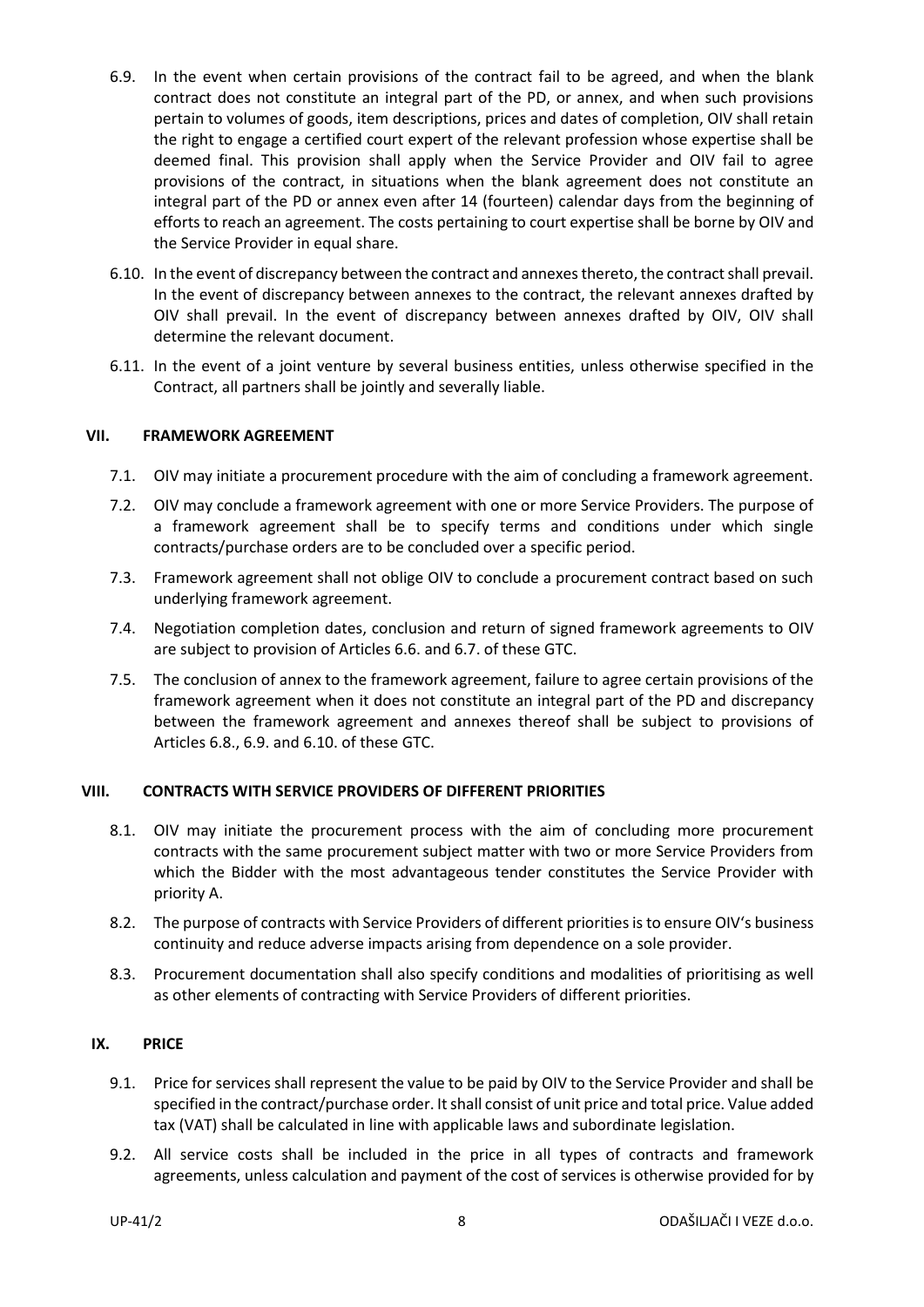6.9. In the event when certain provisions of the contract fail to be agreed, and when the blank contract does not constitute an integral part of the PD, or annex, and when such provisions pertain to volumes of goods, item descriptions, prices and dates of completion, OIV shall retain the right to engage a certified court expert of the relevant profession whose expertise shall be deemed final. This provision shall apply when the Service Provider and OIV fail to agree provisions of the contract, in situations when the blank agreement does not constitute an integral part of the PD or annex even after 14 (fourteen) calendar days from the beginning of efforts to reach an agreement. The costs pertaining to court expertise shall be borne by OIV and the Service Provider in equal share.

6.10. In the event of discrepancy between the contract and annexes thereto, the contract shall prevail. In the event of discrepancy between annexes to the contract, the relevant annexes drafted by OIV shall prevail. In the event of discrepancy between annexes drafted by OIV, OIV shall determine the relevant document.

6.11. In the event of a joint venture by several business entities, unless otherwise specified in the Contract, all partners shall be jointly and severally liable.

## VII. FRAMEWORK AGREEMENT

7.1. OIV may initiate a procurement procedure with the aim of concluding a framework agreement.

7.2. OIV may conclude a framework agreement with one or more Service Providers. The purpose of a framework agreement shall be to specify terms and conditions under which single contracts/purchase orders are to be concluded over a specific period.

7.3. Framework agreement shall not oblige OIV to conclude a procurement contract based on such underlying framework agreement.

7.4. Negotiation completion dates, conclusion and return of signed framework agreements to OIV are subject to provision of Articles 6.6. and 6.7. of these GTC.

7.5. The conclusion of annex to the framework agreement, failure to agree certain provisions of the framework agreement when it does not constitute an integral part of the PD and discrepancy between the framework agreement and annexes thereof shall be subject to provisions of Articles 6.8., 6.9. and 6.10. of these GTC.

## VIII. CONTRACTS WITH SERVICE PROVIDERS OF DIFFERENT PRIORITIES

8.1. OIV may initiate the procurement process with the aim of concluding more procurement contracts with the same procurement subject matter with two or more Service Providers from which the Bidder with the most advantageous tender constitutes the Service Provider with priority A.

8.2. The purpose of contracts with Service Providers of different priorities is to ensure OIV's business continuity and reduce adverse impacts arising from dependence on a sole provider.

8.3. Procurement documentation shall also specify conditions and modalities of prioritising as well as other elements of contracting with Service Providers of different priorities.

## IX. PRICE

9.1. Price for services shall represent the value to be paid by OIV to the Service Provider and shall be specified in the contract/purchase order. It shall consist of unit price and total price. Value added tax (VAT) shall be calculated in line with applicable laws and subordinate legislation.

9.2. All service costs shall be included in the price in all types of contracts and framework agreements, unless calculation and payment of the cost of services is otherwise provided for by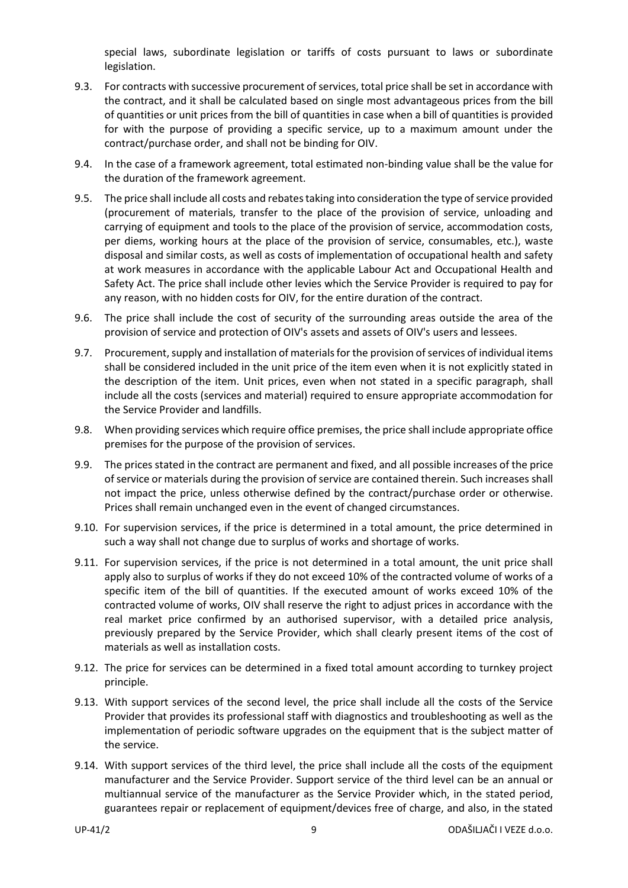special laws, subordinate legislation or tariffs of costs pursuant to laws or subordinate legislation.

9.3. For contracts with successive procurement of services, total price shall be set in accordance with the contract, and it shall be calculated based on single most advantageous prices from the bill of quantities or unit prices from the bill of quantities in case when a bill of quantities is provided for with the purpose of providing a specific service, up to a maximum amount under the contract/purchase order, and shall not be binding for OIV.

9.4. In the case of a framework agreement, total estimated non-binding value shall be the value for the duration of the framework agreement.

9.5. The price shall include all costs and rebates taking into consideration the type of service provided (procurement of materials, transfer to the place of the provision of service, unloading and carrying of equipment and tools to the place of the provision of service, accommodation costs, per diems, working hours at the place of the provision of service, consumables, etc.), waste disposal and similar costs, as well as costs of implementation of occupational health and safety at work measures in accordance with the applicable Labour Act and Occupational Health and Safety Act. The price shall include other levies which the Service Provider is required to pay for any reason, with no hidden costs for OIV, for the entire duration of the contract.

9.6. The price shall include the cost of security of the surrounding areas outside the area of the provision of service and protection of OIV's assets and assets of OIV's users and lessees.

9.7. Procurement, supply and installation of materials for the provision of services of individual items shall be considered included in the unit price of the item even when it is not explicitly stated in the description of the item. Unit prices, even when not stated in a specific paragraph, shall include all the costs (services and material) required to ensure appropriate accommodation for the Service Provider and landfills.

9.8. When providing services which require office premises, the price shall include appropriate office premises for the purpose of the provision of services.

9.9. The prices stated in the contract are permanent and fixed, and all possible increases of the price of service or materials during the provision of service are contained therein. Such increases shall not impact the price, unless otherwise defined by the contract/purchase order or otherwise. Prices shall remain unchanged even in the event of changed circumstances.

9.10. For supervision services, if the price is determined in a total amount, the price determined in such a way shall not change due to surplus of works and shortage of works.

9.11. For supervision services, if the price is not determined in a total amount, the unit price shall apply also to surplus of works if they do not exceed 10% of the contracted volume of works of a specific item of the bill of quantities. If the executed amount of works exceed 10% of the contracted volume of works, OIV shall reserve the right to adjust prices in accordance with the real market price confirmed by an authorised supervisor, with a detailed price analysis, previously prepared by the Service Provider, which shall clearly present items of the cost of materials as well as installation costs.

9.12. The price for services can be determined in a fixed total amount according to turnkey project principle.

9.13. With support services of the second level, the price shall include all the costs of the Service Provider that provides its professional staff with diagnostics and troubleshooting as well as the implementation of periodic software upgrades on the equipment that is the subject matter of the service.

9.14. With support services of the third level, the price shall include all the costs of the equipment manufacturer and the Service Provider. Support service of the third level can be an annual or multiannual service of the manufacturer as the Service Provider which, in the stated period, guarantees repair or replacement of equipment/devices free of charge, and also, in the stated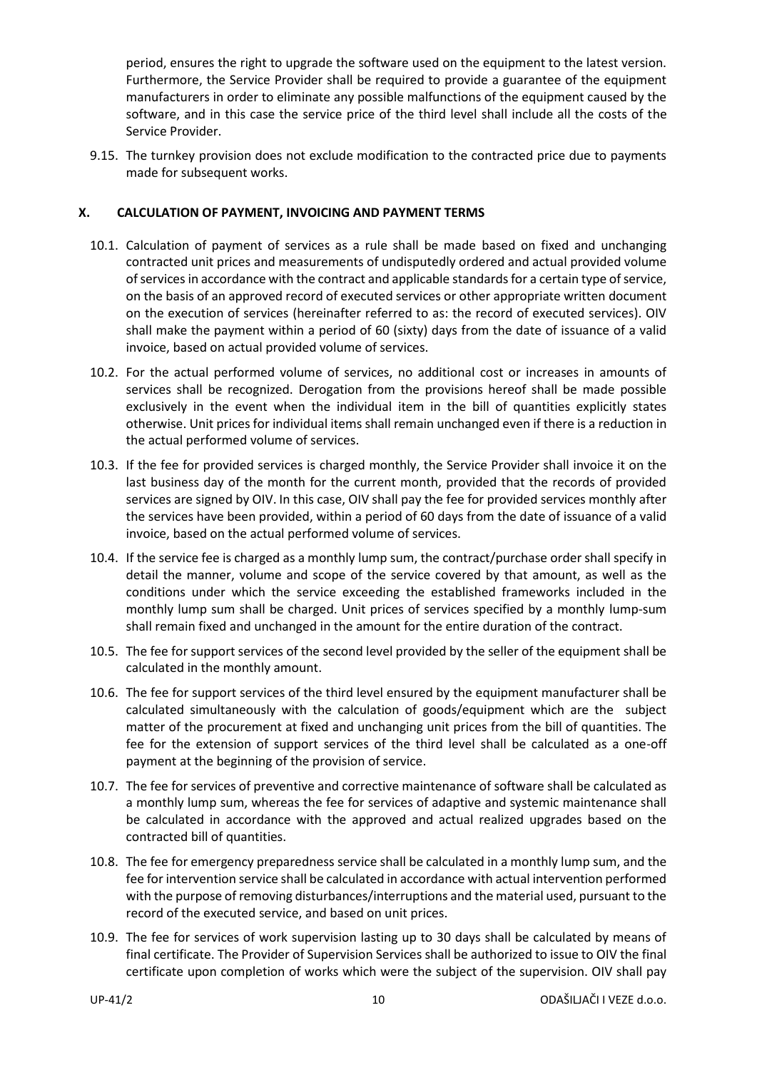period, ensures the right to upgrade the software used on the equipment to the latest version. Furthermore, the Service Provider shall be required to provide a guarantee of the equipment manufacturers in order to eliminate any possible malfunctions of the equipment caused by the software, and in this case the service price of the third level shall include all the costs of the Service Provider.

9.15. The turnkey provision does not exclude modification to the contracted price due to payments made for subsequent works.

## X. CALCULATION OF PAYMENT, INVOICING AND PAYMENT TERMS

10.1. Calculation of payment of services as a rule shall be made based on fixed and unchanging contracted unit prices and measurements of undisputedly ordered and actual provided volume of services in accordance with the contract and applicable standards for a certain type of service, on the basis of an approved record of executed services or other appropriate written document on the execution of services (hereinafter referred to as: the record of executed services). OIV shall make the payment within a period of 60 (sixty) days from the date of issuance of a valid invoice, based on actual provided volume of services.

10.2. For the actual performed volume of services, no additional cost or increases in amounts of services shall be recognized. Derogation from the provisions hereof shall be made possible exclusively in the event when the individual item in the bill of quantities explicitly states otherwise. Unit prices for individual items shall remain unchanged even if there is a reduction in the actual performed volume of services.

10.3. If the fee for provided services is charged monthly, the Service Provider shall invoice it on the last business day of the month for the current month, provided that the records of provided services are signed by OIV. In this case, OIV shall pay the fee for provided services monthly after the services have been provided, within a period of 60 days from the date of issuance of a valid invoice, based on the actual performed volume of services.

10.4. If the service fee is charged as a monthly lump sum, the contract/purchase order shall specify in detail the manner, volume and scope of the service covered by that amount, as well as the conditions under which the service exceeding the established frameworks included in the monthly lump sum shall be charged. Unit prices of services specified by a monthly lump-sum shall remain fixed and unchanged in the amount for the entire duration of the contract.

10.5. The fee for support services of the second level provided by the seller of the equipment shall be calculated in the monthly amount.

10.6. The fee for support services of the third level ensured by the equipment manufacturer shall be calculated simultaneously with the calculation of goods/equipment which are the subject matter of the procurement at fixed and unchanging unit prices from the bill of quantities. The fee for the extension of support services of the third level shall be calculated as a one-off payment at the beginning of the provision of service.

10.7. The fee for services of preventive and corrective maintenance of software shall be calculated as a monthly lump sum, whereas the fee for services of adaptive and systemic maintenance shall be calculated in accordance with the approved and actual realized upgrades based on the contracted bill of quantities.

10.8. The fee for emergency preparedness service shall be calculated in a monthly lump sum, and the fee for intervention service shall be calculated in accordance with actual intervention performed with the purpose of removing disturbances/interruptions and the material used, pursuant to the record of the executed service, and based on unit prices.

10.9. The fee for services of work supervision lasting up to 30 days shall be calculated by means of final certificate. The Provider of Supervision Services shall be authorized to issue to OIV the final certificate upon completion of works which were the subject of the supervision. OIV shall pay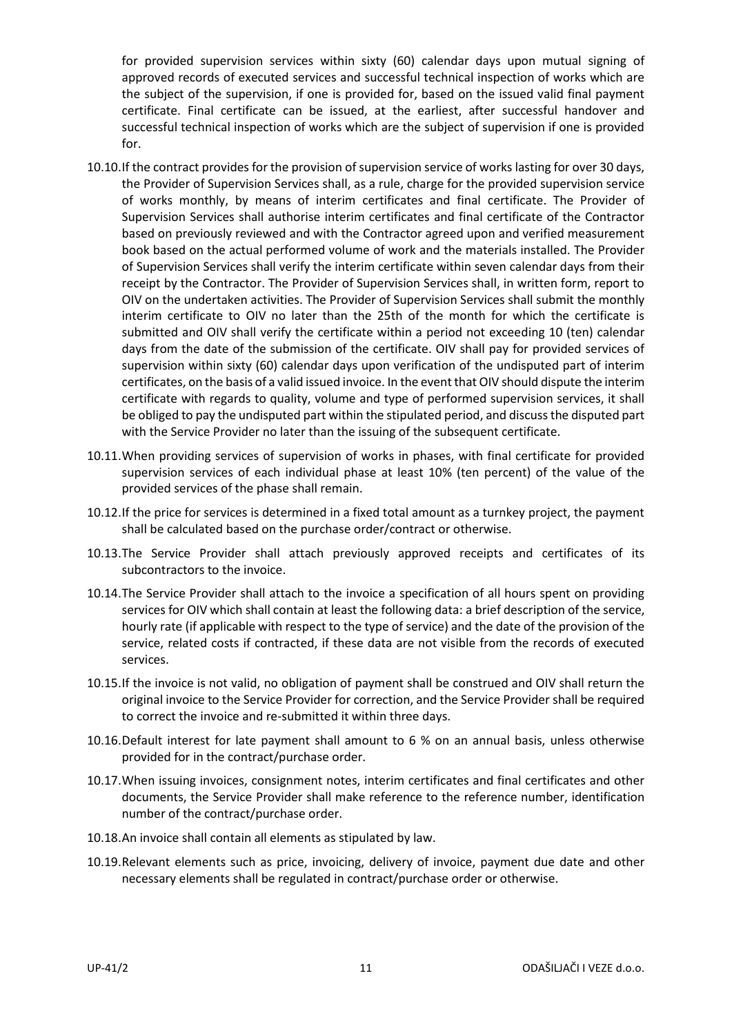for provided supervision services within sixty (60) calendar days upon mutual signing of approved records of executed services and successful technical inspection of works which are the subject of the supervision, if one is provided for, based on the issued valid final payment certificate. Final certificate can be issued, at the earliest, after successful handover and successful technical inspection of works which are the subject of supervision if one is provided for.

10.10. If the contract provides for the provision of supervision service of works lasting for over 30 days, the Provider of Supervision Services shall, as a rule, charge for the provided supervision service of works monthly, by means of interim certificates and final certificate. The Provider of Supervision Services shall authorise interim certificates and final certificate of the Contractor based on previously reviewed and with the Contractor agreed upon and verified measurement book based on the actual performed volume of work and the materials installed. The Provider of Supervision Services shall verify the interim certificate within seven calendar days from their receipt by the Contractor. The Provider of Supervision Services shall, in written form, report to OIV on the undertaken activities. The Provider of Supervision Services shall submit the monthly interim certificate to OIV no later than the 25th of the month for which the certificate is submitted and OIV shall verify the certificate within a period not exceeding 10 (ten) calendar days from the date of the submission of the certificate. OIV shall pay for provided services of supervision within sixty (60) calendar days upon verification of the undisputed part of interim certificates, on the basis of a valid issued invoice. In the event that OIV should dispute the interim certificate with regards to quality, volume and type of performed supervision services, it shall be obliged to pay the undisputed part within the stipulated period, and discuss the disputed part with the Service Provider no later than the issuing of the subsequent certificate.

10.11. When providing services of supervision of works in phases, with final certificate for provided supervision services of each individual phase at least 10% (ten percent) of the value of the provided services of the phase shall remain.

10.12. If the price for services is determined in a fixed total amount as a turnkey project, the payment shall be calculated based on the purchase order/contract or otherwise.

10.13. The Service Provider shall attach previously approved receipts and certificates of its subcontractors to the invoice.

10.14. The Service Provider shall attach to the invoice a specification of all hours spent on providing services for OIV which shall contain at least the following data: a brief description of the service, hourly rate (if applicable with respect to the type of service) and the date of the provision of the service, related costs if contracted, if these data are not visible from the records of executed services.

10.15. If the invoice is not valid, no obligation of payment shall be construed and OIV shall return the original invoice to the Service Provider for correction, and the Service Provider shall be required to correct the invoice and re-submitted it within three days.

10.16. Default interest for late payment shall amount to 6 % on an annual basis, unless otherwise provided for in the contract/purchase order.

10.17. When issuing invoices, consignment notes, interim certificates and final certificates and other documents, the Service Provider shall make reference to the reference number, identification number of the contract/purchase order.

10.18. An invoice shall contain all elements as stipulated by law.

10.19. Relevant elements such as price, invoicing, delivery of invoice, payment due date and other necessary elements shall be regulated in contract/purchase order or otherwise.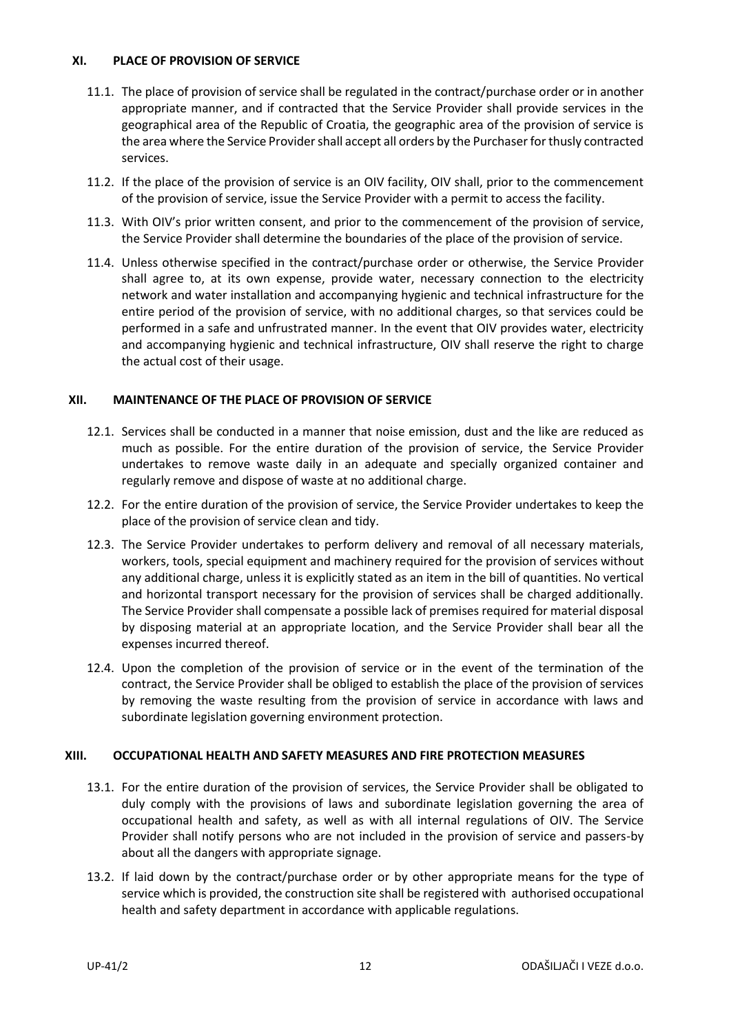## XI. PLACE OF PROVISION OF SERVICE

11.1. The place of provision of service shall be regulated in the contract/purchase order or in another appropriate manner, and if contracted that the Service Provider shall provide services in the geographical area of the Republic of Croatia, the geographic area of the provision of service is the area where the Service Provider shall accept all orders by the Purchaser for thusly contracted services.

11.2. If the place of the provision of service is an OIV facility, OIV shall, prior to the commencement of the provision of service, issue the Service Provider with a permit to access the facility.

11.3. With OIV's prior written consent, and prior to the commencement of the provision of service, the Service Provider shall determine the boundaries of the place of the provision of service.

11.4. Unless otherwise specified in the contract/purchase order or otherwise, the Service Provider shall agree to, at its own expense, provide water, necessary connection to the electricity network and water installation and accompanying hygienic and technical infrastructure for the entire period of the provision of service, with no additional charges, so that services could be performed in a safe and unfrustrated manner. In the event that OIV provides water, electricity and accompanying hygienic and technical infrastructure, OIV shall reserve the right to charge the actual cost of their usage.

## XII. MAINTENANCE OF THE PLACE OF PROVISION OF SERVICE

12.1. Services shall be conducted in a manner that noise emission, dust and the like are reduced as much as possible. For the entire duration of the provision of service, the Service Provider undertakes to remove waste daily in an adequate and specially organized container and regularly remove and dispose of waste at no additional charge.

12.2. For the entire duration of the provision of service, the Service Provider undertakes to keep the place of the provision of service clean and tidy.

12.3. The Service Provider undertakes to perform delivery and removal of all necessary materials, workers, tools, special equipment and machinery required for the provision of services without any additional charge, unless it is explicitly stated as an item in the bill of quantities. No vertical and horizontal transport necessary for the provision of services shall be charged additionally. The Service Provider shall compensate a possible lack of premises required for material disposal by disposing material at an appropriate location, and the Service Provider shall bear all the expenses incurred thereof.

12.4. Upon the completion of the provision of service or in the event of the termination of the contract, the Service Provider shall be obliged to establish the place of the provision of services by removing the waste resulting from the provision of service in accordance with laws and subordinate legislation governing environment protection.

## XIII. OCCUPATIONAL HEALTH AND SAFETY MEASURES AND FIRE PROTECTION MEASURES

13.1. For the entire duration of the provision of services, the Service Provider shall be obligated to duly comply with the provisions of laws and subordinate legislation governing the area of occupational health and safety, as well as with all internal regulations of OIV. The Service Provider shall notify persons who are not included in the provision of service and passers-by about all the dangers with appropriate signage.

13.2. If laid down by the contract/purchase order or by other appropriate means for the type of service which is provided, the construction site shall be registered with authorised occupational health and safety department in accordance with applicable regulations.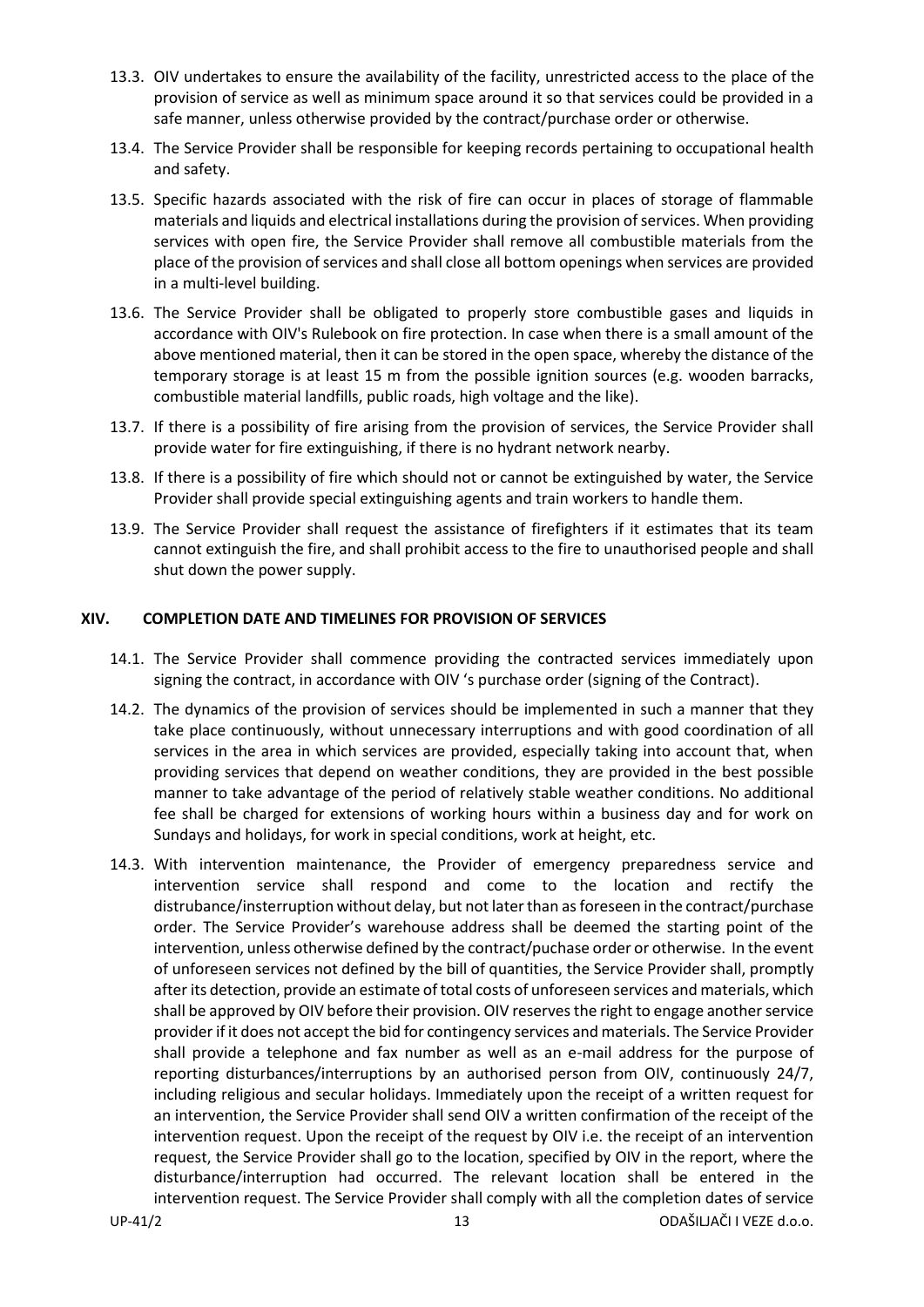13.3. OIV undertakes to ensure the availability of the facility, unrestricted access to the place of the provision of service as well as minimum space around it so that services could be provided in a safe manner, unless otherwise provided by the contract/purchase order or otherwise.

13.4. The Service Provider shall be responsible for keeping records pertaining to occupational health and safety.

13.5. Specific hazards associated with the risk of fire can occur in places of storage of flammable materials and liquids and electrical installations during the provision of services. When providing services with open fire, the Service Provider shall remove all combustible materials from the place of the provision of services and shall close all bottom openings when services are provided in a multi-level building.

13.6. The Service Provider shall be obligated to properly store combustible gases and liquids in accordance with OIV's Rulebook on fire protection. In case when there is a small amount of the above mentioned material, then it can be stored in the open space, whereby the distance of the temporary storage is at least 15 m from the possible ignition sources (e.g. wooden barracks, combustible material landfills, public roads, high voltage and the like).

13.7. If there is a possibility of fire arising from the provision of services, the Service Provider shall provide water for fire extinguishing, if there is no hydrant network nearby.

13.8. If there is a possibility of fire which should not or cannot be extinguished by water, the Service Provider shall provide special extinguishing agents and train workers to handle them.

13.9. The Service Provider shall request the assistance of firefighters if it estimates that its team cannot extinguish the fire, and shall prohibit access to the fire to unauthorised people and shall shut down the power supply.

## XIV. COMPLETION DATE AND TIMELINES FOR PROVISION OF SERVICES

14.1. The Service Provider shall commence providing the contracted services immediately upon signing the contract, in accordance with OIV 's purchase order (signing of the Contract).

14.2. The dynamics of the provision of services should be implemented in such a manner that they take place continuously, without unnecessary interruptions and with good coordination of all services in the area in which services are provided, especially taking into account that, when providing services that depend on weather conditions, they are provided in the best possible manner to take advantage of the period of relatively stable weather conditions. No additional fee shall be charged for extensions of working hours within a business day and for work on Sundays and holidays, for work in special conditions, work at height, etc.

14.3. With intervention maintenance, the Provider of emergency preparedness service and intervention service shall respond and come to the location and rectify the distrubance/insterruption without delay, but not later than as foreseen in the contract/purchase order. The Service Provider's warehouse address shall be deemed the starting point of the intervention, unless otherwise defined by the contract/puchase order or otherwise. In the event of unforeseen services not defined by the bill of quantities, the Service Provider shall, promptly after its detection, provide an estimate of total costs of unforeseen services and materials, which shall be approved by OIV before their provision. OIV reserves the right to engage another service provider if it does not accept the bid for contingency services and materials. The Service Provider shall provide a telephone and fax number as well as an e-mail address for the purpose of reporting disturbances/interruptions by an authorised person from OIV, continuously 24/7, including religious and secular holidays. Immediately upon the receipt of a written request for an intervention, the Service Provider shall send OIV a written confirmation of the receipt of the intervention request. Upon the receipt of the request by OIV i.e. the receipt of an intervention request, the Service Provider shall go to the location, specified by OIV in the report, where the disturbance/interruption had occurred. The relevant location shall be entered in the intervention request. The Service Provider shall comply with all the completion dates of service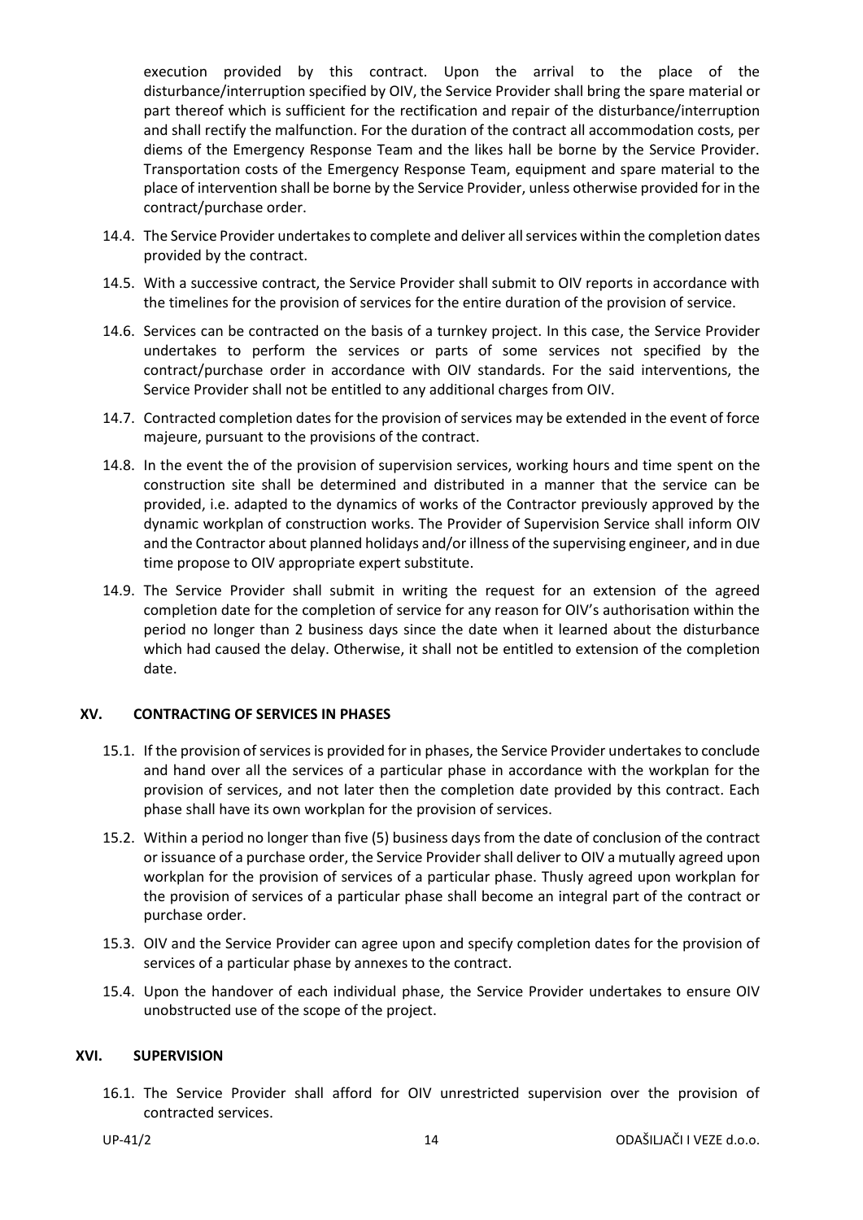execution provided by this contract. Upon the arrival to the place of the disturbance/interruption specified by OIV, the Service Provider shall bring the spare material or part thereof which is sufficient for the rectification and repair of the disturbance/interruption and shall rectify the malfunction. For the duration of the contract all accommodation costs, per diems of the Emergency Response Team and the likes hall be borne by the Service Provider. Transportation costs of the Emergency Response Team, equipment and spare material to the place of intervention shall be borne by the Service Provider, unless otherwise provided for in the contract/purchase order.

14.4. The Service Provider undertakes to complete and deliver all services within the completion dates provided by the contract.

14.5. With a successive contract, the Service Provider shall submit to OIV reports in accordance with the timelines for the provision of services for the entire duration of the provision of service.

14.6. Services can be contracted on the basis of a turnkey project. In this case, the Service Provider undertakes to perform the services or parts of some services not specified by the contract/purchase order in accordance with OIV standards. For the said interventions, the Service Provider shall not be entitled to any additional charges from OIV.

14.7. Contracted completion dates for the provision of services may be extended in the event of force majeure, pursuant to the provisions of the contract.

14.8. In the event the of the provision of supervision services, working hours and time spent on the construction site shall be determined and distributed in a manner that the service can be provided, i.e. adapted to the dynamics of works of the Contractor previously approved by the dynamic workplan of construction works. The Provider of Supervision Service shall inform OIV and the Contractor about planned holidays and/or illness of the supervising engineer, and in due time propose to OIV appropriate expert substitute.

14.9. The Service Provider shall submit in writing the request for an extension of the agreed completion date for the completion of service for any reason for OIV's authorisation within the period no longer than 2 business days since the date when it learned about the disturbance which had caused the delay. Otherwise, it shall not be entitled to extension of the completion date.

## XV. CONTRACTING OF SERVICES IN PHASES

15.1. If the provision of services is provided for in phases, the Service Provider undertakes to conclude and hand over all the services of a particular phase in accordance with the workplan for the provision of services, and not later then the completion date provided by this contract. Each phase shall have its own workplan for the provision of services.

15.2. Within a period no longer than five (5) business days from the date of conclusion of the contract or issuance of a purchase order, the Service Provider shall deliver to OIV a mutually agreed upon workplan for the provision of services of a particular phase. Thusly agreed upon workplan for the provision of services of a particular phase shall become an integral part of the contract or purchase order.

15.3. OIV and the Service Provider can agree upon and specify completion dates for the provision of services of a particular phase by annexes to the contract.

15.4. Upon the handover of each individual phase, the Service Provider undertakes to ensure OIV unobstructed use of the scope of the project.

## XVI. SUPERVISION

16.1. The Service Provider shall afford for OIV unrestricted supervision over the provision of contracted services.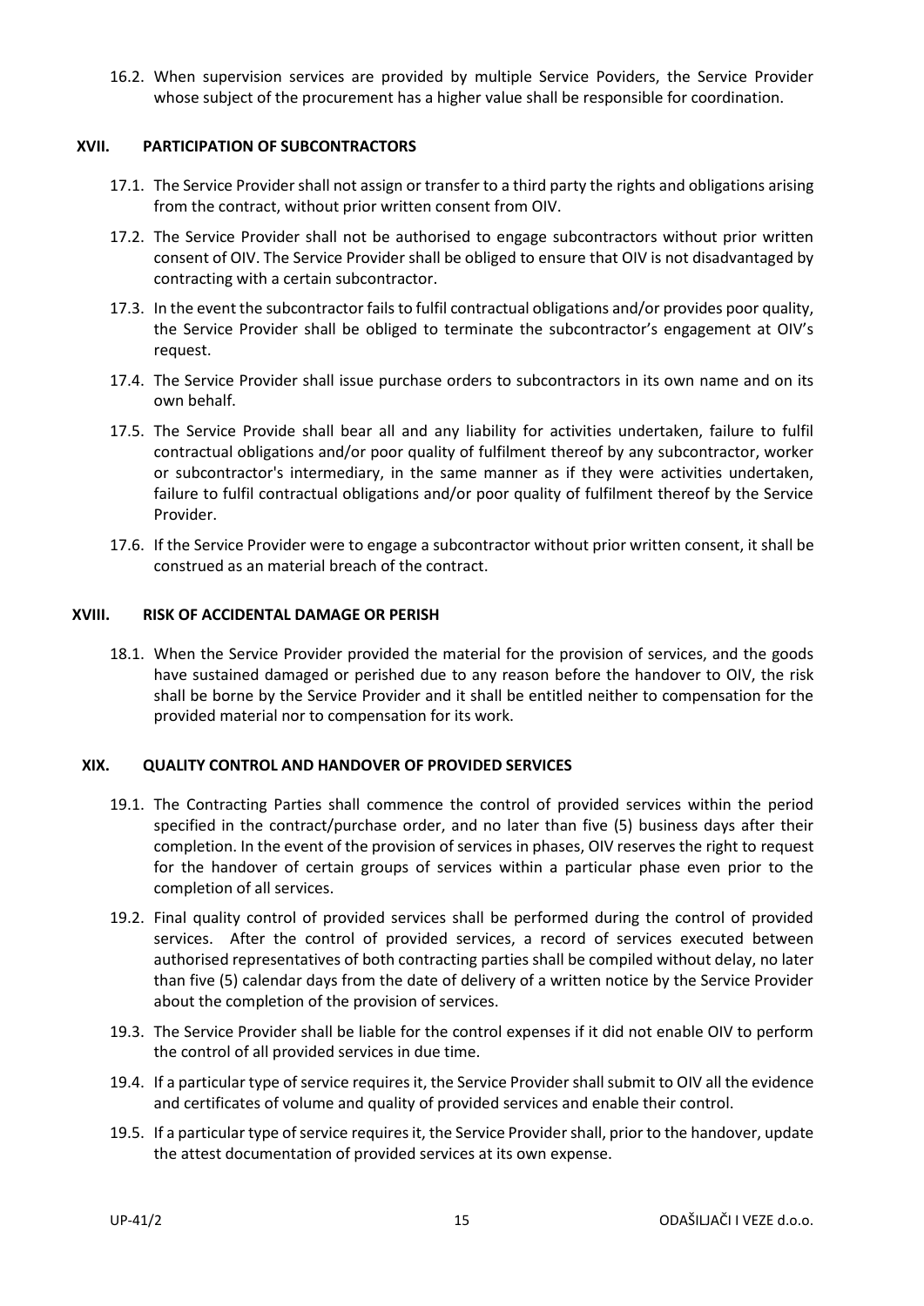16.2. When supervision services are provided by multiple Service Poviders, the Service Provider whose subject of the procurement has a higher value shall be responsible for coordination.

## XVII. PARTICIPATION OF SUBCONTRACTORS

17.1. The Service Provider shall not assign or transfer to a third party the rights and obligations arising from the contract, without prior written consent from OIV.

17.2. The Service Provider shall not be authorised to engage subcontractors without prior written consent of OIV. The Service Provider shall be obliged to ensure that OIV is not disadvantaged by contracting with a certain subcontractor.

17.3. In the event the subcontractor fails to fulfil contractual obligations and/or provides poor quality, the Service Provider shall be obliged to terminate the subcontractor's engagement at OIV's request.

17.4. The Service Provider shall issue purchase orders to subcontractors in its own name and on its own behalf.

17.5. The Service Provide shall bear all and any liability for activities undertaken, failure to fulfil contractual obligations and/or poor quality of fulfilment thereof by any subcontractor, worker or subcontractor's intermediary, in the same manner as if they were activities undertaken, failure to fulfil contractual obligations and/or poor quality of fulfilment thereof by the Service Provider.

17.6. If the Service Provider were to engage a subcontractor without prior written consent, it shall be construed as an material breach of the contract.

## XVIII. RISK OF ACCIDENTAL DAMAGE OR PERISH

18.1. When the Service Provider provided the material for the provision of services, and the goods have sustained damaged or perished due to any reason before the handover to OIV, the risk shall be borne by the Service Provider and it shall be entitled neither to compensation for the provided material nor to compensation for its work.

## XIX. QUALITY CONTROL AND HANDOVER OF PROVIDED SERVICES

19.1. The Contracting Parties shall commence the control of provided services within the period specified in the contract/purchase order, and no later than five (5) business days after their completion. In the event of the provision of services in phases, OIV reserves the right to request for the handover of certain groups of services within a particular phase even prior to the completion of all services.

19.2. Final quality control of provided services shall be performed during the control of provided services. After the control of provided services, a record of services executed between authorised representatives of both contracting parties shall be compiled without delay, no later than five (5) calendar days from the date of delivery of a written notice by the Service Provider about the completion of the provision of services.

19.3. The Service Provider shall be liable for the control expenses if it did not enable OIV to perform the control of all provided services in due time.

19.4. If a particular type of service requires it, the Service Provider shall submit to OIV all the evidence and certificates of volume and quality of provided services and enable their control.

19.5. If a particular type of service requires it, the Service Provider shall, prior to the handover, update the attest documentation of provided services at its own expense.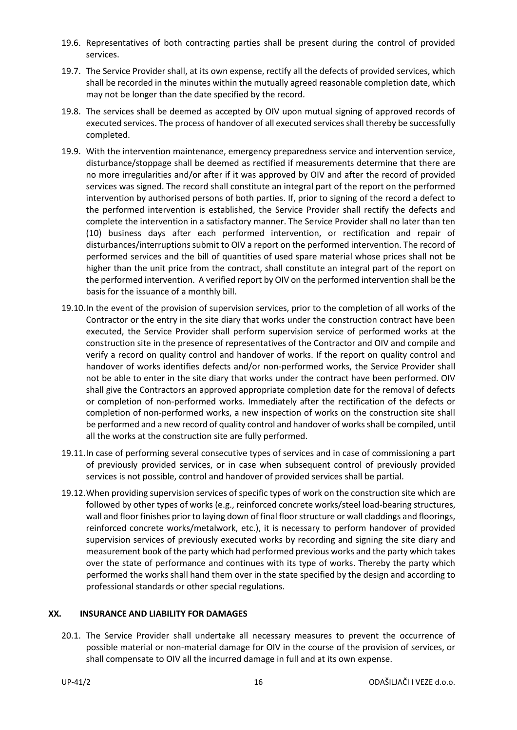19.6. Representatives of both contracting parties shall be present during the control of provided services.

19.7. The Service Provider shall, at its own expense, rectify all the defects of provided services, which shall be recorded in the minutes within the mutually agreed reasonable completion date, which may not be longer than the date specified by the record.

19.8. The services shall be deemed as accepted by OIV upon mutual signing of approved records of executed services. The process of handover of all executed services shall thereby be successfully completed.

19.9. With the intervention maintenance, emergency preparedness service and intervention service, disturbance/stoppage shall be deemed as rectified if measurements determine that there are no more irregularities and/or after if it was approved by OIV and after the record of provided services was signed. The record shall constitute an integral part of the report on the performed intervention by authorised persons of both parties. If, prior to signing of the record a defect to the performed intervention is established, the Service Provider shall rectify the defects and complete the intervention in a satisfactory manner. The Service Provider shall no later than ten (10) business days after each performed intervention, or rectification and repair of disturbances/interruptions submit to OIV a report on the performed intervention. The record of performed services and the bill of quantities of used spare material whose prices shall not be higher than the unit price from the contract, shall constitute an integral part of the report on the performed intervention. A verified report by OIV on the performed intervention shall be the basis for the issuance of a monthly bill.

19.10. In the event of the provision of supervision services, prior to the completion of all works of the Contractor or the entry in the site diary that works under the construction contract have been executed, the Service Provider shall perform supervision service of performed works at the construction site in the presence of representatives of the Contractor and OIV and compile and verify a record on quality control and handover of works. If the report on quality control and handover of works identifies defects and/or non-performed works, the Service Provider shall not be able to enter in the site diary that works under the contract have been performed. OIV shall give the Contractors an approved appropriate completion date for the removal of defects or completion of non-performed works. Immediately after the rectification of the defects or completion of non-performed works, a new inspection of works on the construction site shall be performed and a new record of quality control and handover of works shall be compiled, until all the works at the construction site are fully performed.

19.11. In case of performing several consecutive types of services and in case of commissioning a part of previously provided services, or in case when subsequent control of previously provided services is not possible, control and handover of provided services shall be partial.

19.12. When providing supervision services of specific types of work on the construction site which are followed by other types of works (e.g., reinforced concrete works/steel load-bearing structures, wall and floor finishes prior to laying down of final floor structure or wall claddings and floorings, reinforced concrete works/metalwork, etc.), it is necessary to perform handover of provided supervision services of previously executed works by recording and signing the site diary and measurement book of the party which had performed previous works and the party which takes over the state of performance and continues with its type of works. Thereby the party which performed the works shall hand them over in the state specified by the design and according to professional standards or other special regulations.

## XX. INSURANCE AND LIABILITY FOR DAMAGES

20.1. The Service Provider shall undertake all necessary measures to prevent the occurrence of possible material or non-material damage for OIV in the course of the provision of services, or shall compensate to OIV all the incurred damage in full and at its own expense.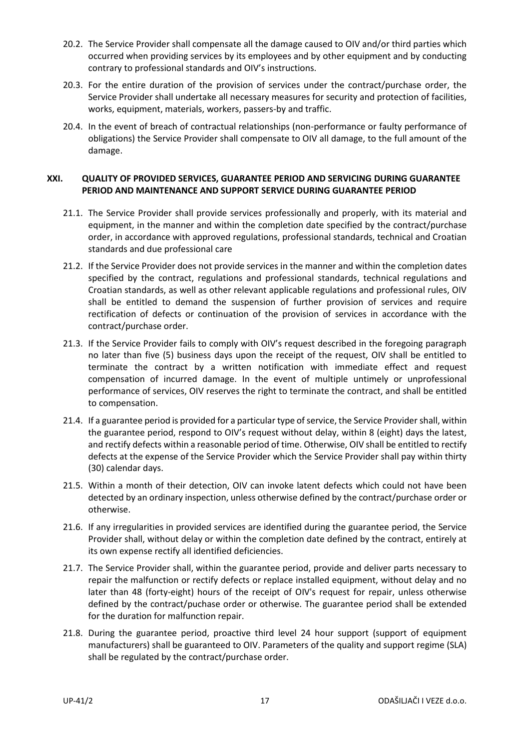20.2. The Service Provider shall compensate all the damage caused to OIV and/or third parties which occurred when providing services by its employees and by other equipment and by conducting contrary to professional standards and OIV's instructions.

20.3. For the entire duration of the provision of services under the contract/purchase order, the Service Provider shall undertake all necessary measures for security and protection of facilities, works, equipment, materials, workers, passers-by and traffic.

20.4. In the event of breach of contractual relationships (non-performance or faulty performance of obligations) the Service Provider shall compensate to OIV all damage, to the full amount of the damage.

## XXI. QUALITY OF PROVIDED SERVICES, GUARANTEE PERIOD AND SERVICING DURING GUARANTEE PERIOD AND MAINTENANCE AND SUPPORT SERVICE DURING GUARANTEE PERIOD

21.1. The Service Provider shall provide services professionally and properly, with its material and equipment, in the manner and within the completion date specified by the contract/purchase order, in accordance with approved regulations, professional standards, technical and Croatian standards and due professional care

21.2. If the Service Provider does not provide services in the manner and within the completion dates specified by the contract, regulations and professional standards, technical regulations and Croatian standards, as well as other relevant applicable regulations and professional rules, OIV shall be entitled to demand the suspension of further provision of services and require rectification of defects or continuation of the provision of services in accordance with the contract/purchase order.

21.3. If the Service Provider fails to comply with OIV's request described in the foregoing paragraph no later than five (5) business days upon the receipt of the request, OIV shall be entitled to terminate the contract by a written notification with immediate effect and request compensation of incurred damage. In the event of multiple untimely or unprofessional performance of services, OIV reserves the right to terminate the contract, and shall be entitled to compensation.

21.4. If a guarantee period is provided for a particular type of service, the Service Provider shall, within the guarantee period, respond to OIV's request without delay, within 8 (eight) days the latest, and rectify defects within a reasonable period of time. Otherwise, OIV shall be entitled to rectify defects at the expense of the Service Provider which the Service Provider shall pay within thirty (30) calendar days.

21.5. Within a month of their detection, OIV can invoke latent defects which could not have been detected by an ordinary inspection, unless otherwise defined by the contract/purchase order or otherwise.

21.6. If any irregularities in provided services are identified during the guarantee period, the Service Provider shall, without delay or within the completion date defined by the contract, entirely at its own expense rectify all identified deficiencies.

21.7. The Service Provider shall, within the guarantee period, provide and deliver parts necessary to repair the malfunction or rectify defects or replace installed equipment, without delay and no later than 48 (forty-eight) hours of the receipt of OIV's request for repair, unless otherwise defined by the contract/puchase order or otherwise. The guarantee period shall be extended for the duration for malfunction repair.

21.8. During the guarantee period, proactive third level 24 hour support (support of equipment manufacturers) shall be guaranteed to OIV. Parameters of the quality and support regime (SLA) shall be regulated by the contract/purchase order.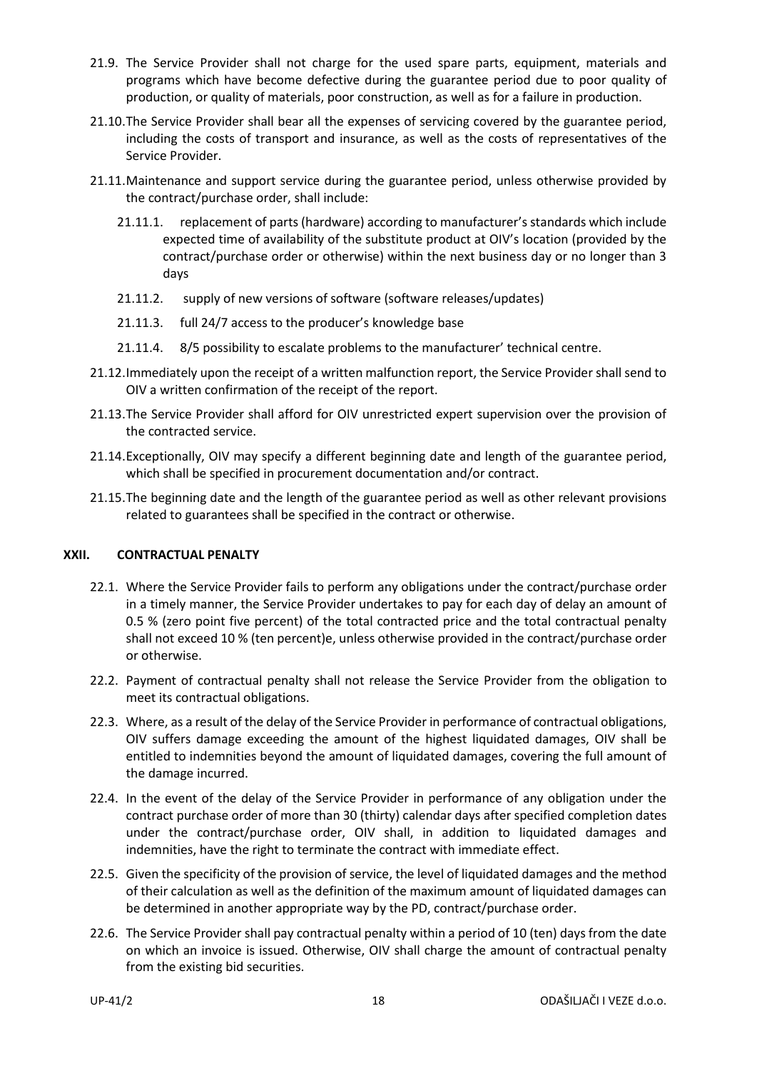21.9. The Service Provider shall not charge for the used spare parts, equipment, materials and programs which have become defective during the guarantee period due to poor quality of production, or quality of materials, poor construction, as well as for a failure in production.

21.10. The Service Provider shall bear all the expenses of servicing covered by the guarantee period, including the costs of transport and insurance, as well as the costs of representatives of the Service Provider.

21.11. Maintenance and support service during the guarantee period, unless otherwise provided by the contract/purchase order, shall include:

21.11.1. replacement of parts (hardware) according to manufacturer's standards which include expected time of availability of the substitute product at OIV's location (provided by the contract/purchase order or otherwise) within the next business day or no longer than 3 days

21.11.2. supply of new versions of software (software releases/updates)

21.11.3. full 24/7 access to the producer's knowledge base

21.11.4. 8/5 possibility to escalate problems to the manufacturer' technical centre.

21.12. Immediately upon the receipt of a written malfunction report, the Service Provider shall send to OIV a written confirmation of the receipt of the report.

21.13. The Service Provider shall afford for OIV unrestricted expert supervision over the provision of the contracted service.

21.14. Exceptionally, OIV may specify a different beginning date and length of the guarantee period, which shall be specified in procurement documentation and/or contract.

21.15. The beginning date and the length of the guarantee period as well as other relevant provisions related to guarantees shall be specified in the contract or otherwise.

## XXII. CONTRACTUAL PENALTY

22.1. Where the Service Provider fails to perform any obligations under the contract/purchase order in a timely manner, the Service Provider undertakes to pay for each day of delay an amount of 0.5 % (zero point five percent) of the total contracted price and the total contractual penalty shall not exceed 10 % (ten percent)e, unless otherwise provided in the contract/purchase order or otherwise.

22.2. Payment of contractual penalty shall not release the Service Provider from the obligation to meet its contractual obligations.

22.3. Where, as a result of the delay of the Service Provider in performance of contractual obligations, OIV suffers damage exceeding the amount of the highest liquidated damages, OIV shall be entitled to indemnities beyond the amount of liquidated damages, covering the full amount of the damage incurred.

22.4. In the event of the delay of the Service Provider in performance of any obligation under the contract purchase order of more than 30 (thirty) calendar days after specified completion dates under the contract/purchase order, OIV shall, in addition to liquidated damages and indemnities, have the right to terminate the contract with immediate effect.

22.5. Given the specificity of the provision of service, the level of liquidated damages and the method of their calculation as well as the definition of the maximum amount of liquidated damages can be determined in another appropriate way by the PD, contract/purchase order.

22.6. The Service Provider shall pay contractual penalty within a period of 10 (ten) days from the date on which an invoice is issued. Otherwise, OIV shall charge the amount of contractual penalty from the existing bid securities.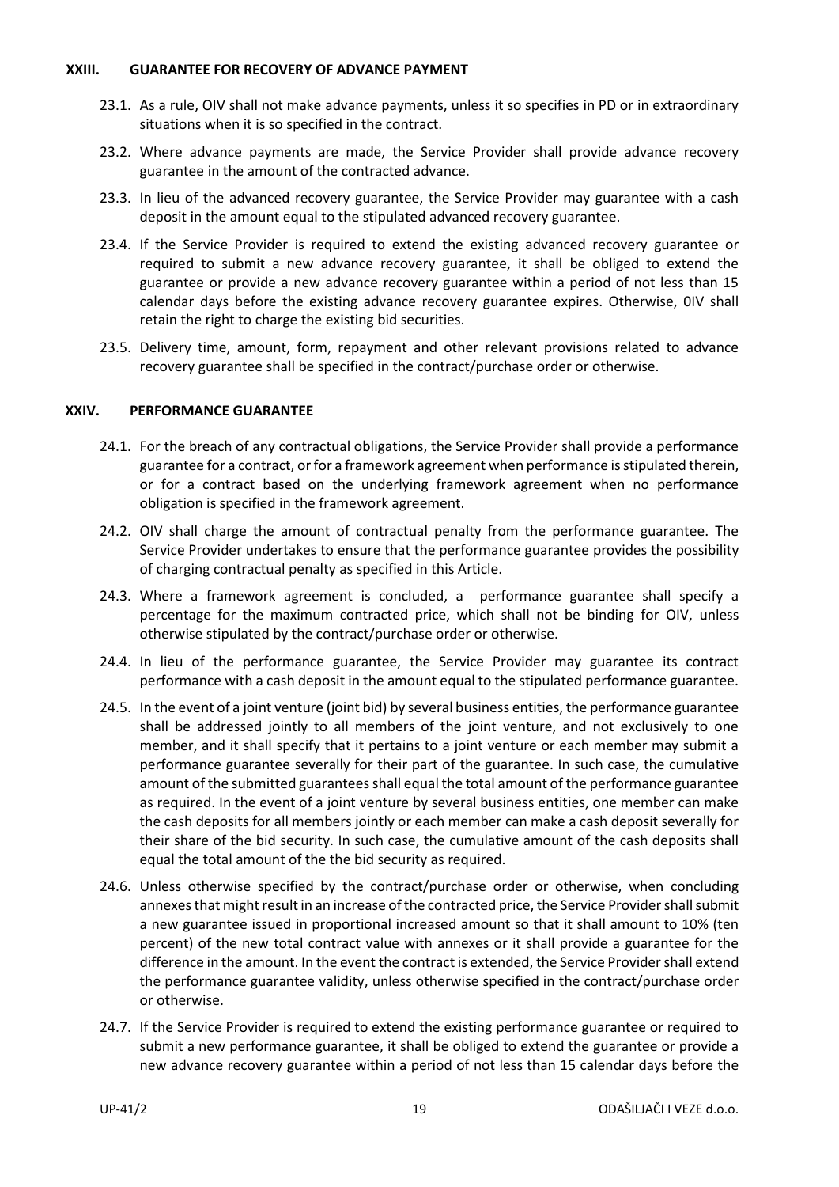## XXIII. GUARANTEE FOR RECOVERY OF ADVANCE PAYMENT

23.1. As a rule, OIV shall not make advance payments, unless it so specifies in PD or in extraordinary situations when it is so specified in the contract.

23.2. Where advance payments are made, the Service Provider shall provide advance recovery guarantee in the amount of the contracted advance.

23.3. In lieu of the advanced recovery guarantee, the Service Provider may guarantee with a cash deposit in the amount equal to the stipulated advanced recovery guarantee.

23.4. If the Service Provider is required to extend the existing advanced recovery guarantee or required to submit a new advance recovery guarantee, it shall be obliged to extend the guarantee or provide a new advance recovery guarantee within a period of not less than 15 calendar days before the existing advance recovery guarantee expires. Otherwise, 0IV shall retain the right to charge the existing bid securities.

23.5. Delivery time, amount, form, repayment and other relevant provisions related to advance recovery guarantee shall be specified in the contract/purchase order or otherwise.

## XXIV. PERFORMANCE GUARANTEE

24.1. For the breach of any contractual obligations, the Service Provider shall provide a performance guarantee for a contract, or for a framework agreement when performance is stipulated therein, or for a contract based on the underlying framework agreement when no performance obligation is specified in the framework agreement.

24.2. OIV shall charge the amount of contractual penalty from the performance guarantee. The Service Provider undertakes to ensure that the performance guarantee provides the possibility of charging contractual penalty as specified in this Article.

24.3. Where a framework agreement is concluded, a performance guarantee shall specify a percentage for the maximum contracted price, which shall not be binding for OIV, unless otherwise stipulated by the contract/purchase order or otherwise.

24.4. In lieu of the performance guarantee, the Service Provider may guarantee its contract performance with a cash deposit in the amount equal to the stipulated performance guarantee.

24.5. In the event of a joint venture (joint bid) by several business entities, the performance guarantee shall be addressed jointly to all members of the joint venture, and not exclusively to one member, and it shall specify that it pertains to a joint venture or each member may submit a performance guarantee severally for their part of the guarantee. In such case, the cumulative amount of the submitted guarantees shall equal the total amount of the performance guarantee as required. In the event of a joint venture by several business entities, one member can make the cash deposits for all members jointly or each member can make a cash deposit severally for their share of the bid security. In such case, the cumulative amount of the cash deposits shall equal the total amount of the the bid security as required.

24.6. Unless otherwise specified by the contract/purchase order or otherwise, when concluding annexes that might result in an increase of the contracted price, the Service Provider shall submit a new guarantee issued in proportional increased amount so that it shall amount to 10% (ten percent) of the new total contract value with annexes or it shall provide a guarantee for the difference in the amount. In the event the contract is extended, the Service Provider shall extend the performance guarantee validity, unless otherwise specified in the contract/purchase order or otherwise.

24.7. If the Service Provider is required to extend the existing performance guarantee or required to submit a new performance guarantee, it shall be obliged to extend the guarantee or provide a new advance recovery guarantee within a period of not less than 15 calendar days before the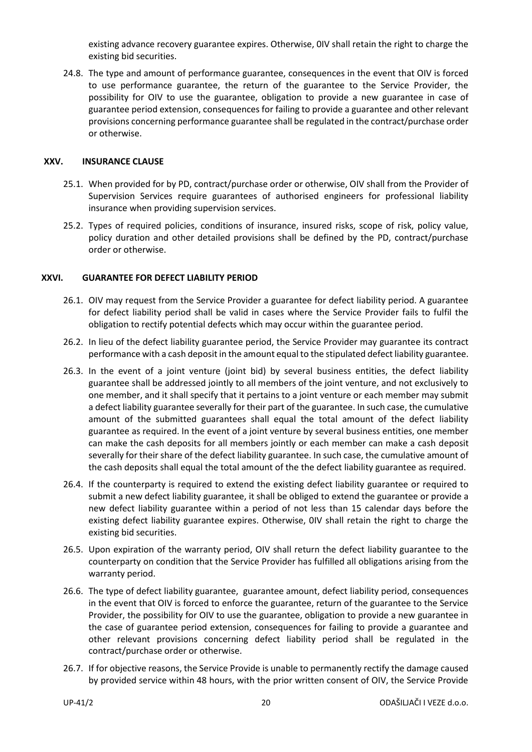existing advance recovery guarantee expires. Otherwise, 0IV shall retain the right to charge the existing bid securities.

24.8. The type and amount of performance guarantee, consequences in the event that OIV is forced to use performance guarantee, the return of the guarantee to the Service Provider, the possibility for OIV to use the guarantee, obligation to provide a new guarantee in case of guarantee period extension, consequences for failing to provide a guarantee and other relevant provisions concerning performance guarantee shall be regulated in the contract/purchase order or otherwise.

## XXV. INSURANCE CLAUSE

25.1. When provided for by PD, contract/purchase order or otherwise, OIV shall from the Provider of Supervision Services require guarantees of authorised engineers for professional liability insurance when providing supervision services.

25.2. Types of required policies, conditions of insurance, insured risks, scope of risk, policy value, policy duration and other detailed provisions shall be defined by the PD, contract/purchase order or otherwise.

## XXVI. GUARANTEE FOR DEFECT LIABILITY PERIOD

26.1. OIV may request from the Service Provider a guarantee for defect liability period. A guarantee for defect liability period shall be valid in cases where the Service Provider fails to fulfil the obligation to rectify potential defects which may occur within the guarantee period.

26.2. In lieu of the defect liability guarantee period, the Service Provider may guarantee its contract performance with a cash deposit in the amount equal to the stipulated defect liability guarantee.

26.3. In the event of a joint venture (joint bid) by several business entities, the defect liability guarantee shall be addressed jointly to all members of the joint venture, and not exclusively to one member, and it shall specify that it pertains to a joint venture or each member may submit a defect liability guarantee severally for their part of the guarantee. In such case, the cumulative amount of the submitted guarantees shall equal the total amount of the defect liability guarantee as required. In the event of a joint venture by several business entities, one member can make the cash deposits for all members jointly or each member can make a cash deposit severally for their share of the defect liability guarantee. In such case, the cumulative amount of the cash deposits shall equal the total amount of the the defect liability guarantee as required.

26.4. If the counterparty is required to extend the existing defect liability guarantee or required to submit a new defect liability guarantee, it shall be obliged to extend the guarantee or provide a new defect liability guarantee within a period of not less than 15 calendar days before the existing defect liability guarantee expires. Otherwise, 0IV shall retain the right to charge the existing bid securities.

26.5. Upon expiration of the warranty period, OIV shall return the defect liability guarantee to the counterparty on condition that the Service Provider has fulfilled all obligations arising from the warranty period.

26.6. The type of defect liability guarantee, guarantee amount, defect liability period, consequences in the event that OIV is forced to enforce the guarantee, return of the guarantee to the Service Provider, the possibility for OIV to use the guarantee, obligation to provide a new guarantee in the case of guarantee period extension, consequences for failing to provide a guarantee and other relevant provisions concerning defect liability period shall be regulated in the contract/purchase order or otherwise.

26.7. If for objective reasons, the Service Provide is unable to permanently rectify the damage caused by provided service within 48 hours, with the prior written consent of OIV, the Service Provide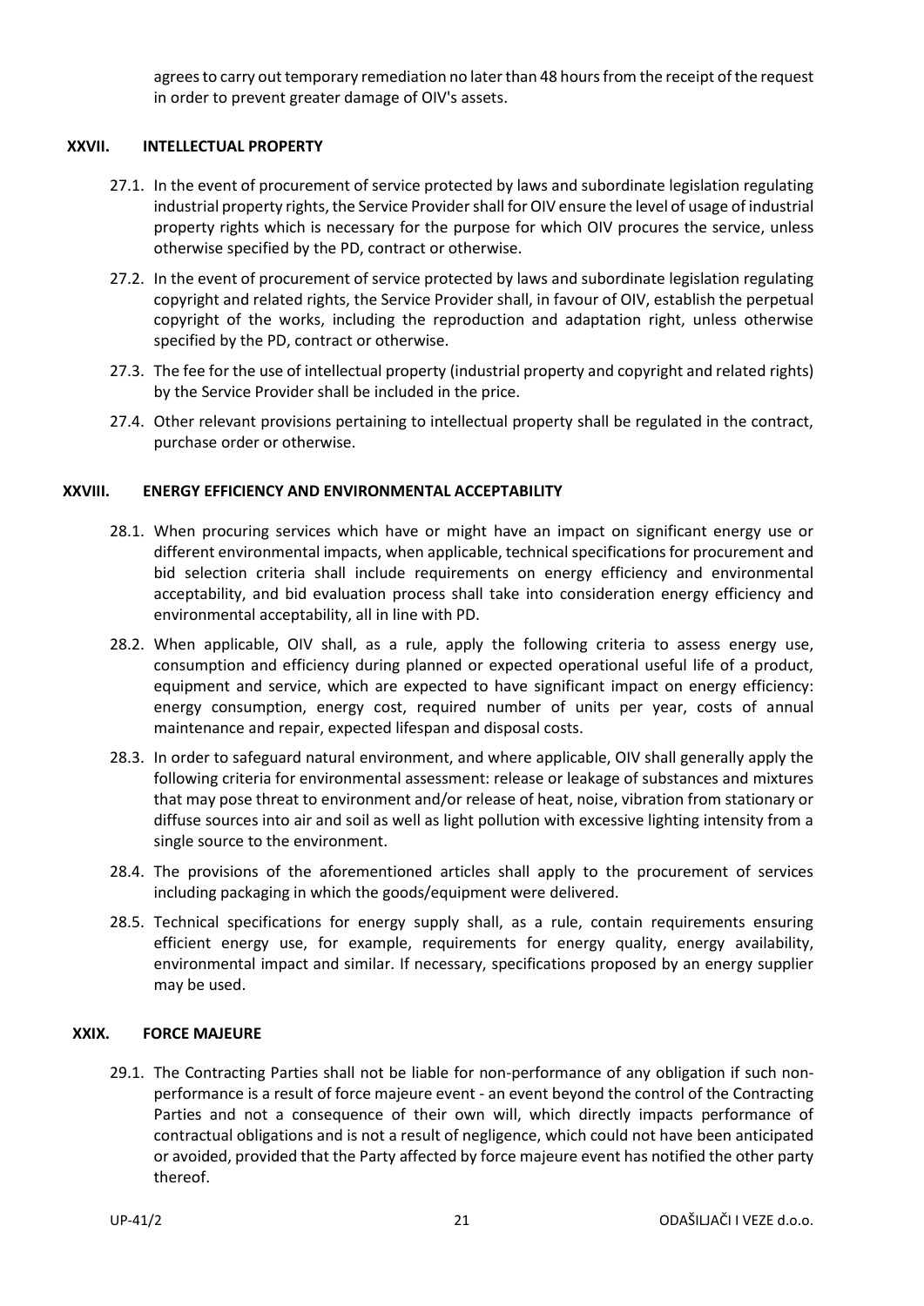agrees to carry out temporary remediation no later than 48 hours from the receipt of the request in order to prevent greater damage of OIV's assets.

## XXVII. INTELLECTUAL PROPERTY

27.1. In the event of procurement of service protected by laws and subordinate legislation regulating industrial property rights, the Service Provider shall for OIV ensure the level of usage of industrial property rights which is necessary for the purpose for which OIV procures the service, unless otherwise specified by the PD, contract or otherwise.

27.2. In the event of procurement of service protected by laws and subordinate legislation regulating copyright and related rights, the Service Provider shall, in favour of OIV, establish the perpetual copyright of the works, including the reproduction and adaptation right, unless otherwise specified by the PD, contract or otherwise.

27.3. The fee for the use of intellectual property (industrial property and copyright and related rights) by the Service Provider shall be included in the price.

27.4. Other relevant provisions pertaining to intellectual property shall be regulated in the contract, purchase order or otherwise.

## XXVIII. ENERGY EFFICIENCY AND ENVIRONMENTAL ACCEPTABILITY

28.1. When procuring services which have or might have an impact on significant energy use or different environmental impacts, when applicable, technical specifications for procurement and bid selection criteria shall include requirements on energy efficiency and environmental acceptability, and bid evaluation process shall take into consideration energy efficiency and environmental acceptability, all in line with PD.

28.2. When applicable, OIV shall, as a rule, apply the following criteria to assess energy use, consumption and efficiency during planned or expected operational useful life of a product, equipment and service, which are expected to have significant impact on energy efficiency: energy consumption, energy cost, required number of units per year, costs of annual maintenance and repair, expected lifespan and disposal costs.

28.3. In order to safeguard natural environment, and where applicable, OIV shall generally apply the following criteria for environmental assessment: release or leakage of substances and mixtures that may pose threat to environment and/or release of heat, noise, vibration from stationary or diffuse sources into air and soil as well as light pollution with excessive lighting intensity from a single source to the environment.

28.4. The provisions of the aforementioned articles shall apply to the procurement of services including packaging in which the goods/equipment were delivered.

28.5. Technical specifications for energy supply shall, as a rule, contain requirements ensuring efficient energy use, for example, requirements for energy quality, energy availability, environmental impact and similar. If necessary, specifications proposed by an energy supplier may be used.

## XXIX. FORCE MAJEURE

29.1. The Contracting Parties shall not be liable for non-performance of any obligation if such non-performance is a result of force majeure event - an event beyond the control of the Contracting Parties and not a consequence of their own will, which directly impacts performance of contractual obligations and is not a result of negligence, which could not have been anticipated or avoided, provided that the Party affected by force majeure event has notified the other party thereof.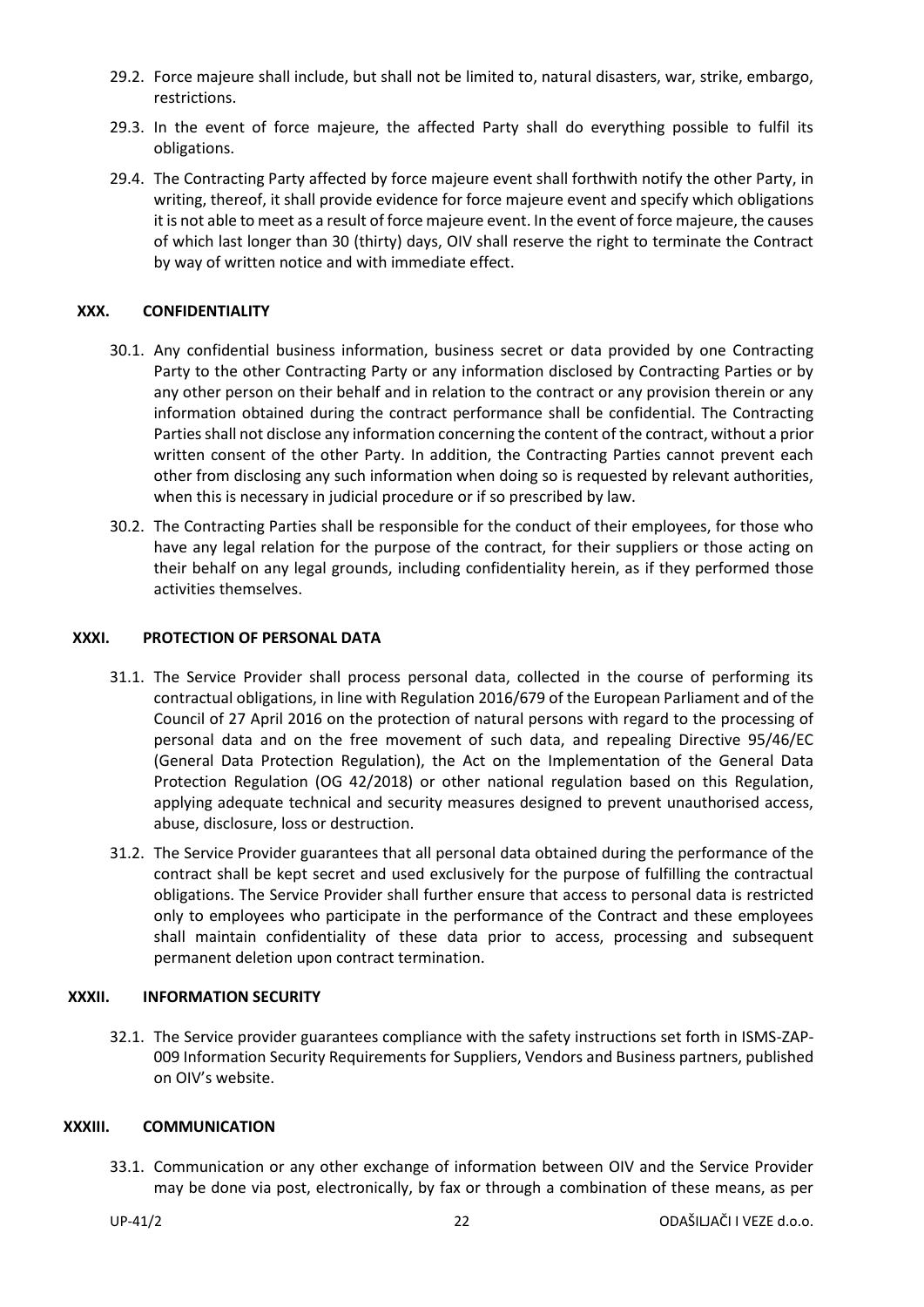29.2. Force majeure shall include, but shall not be limited to, natural disasters, war, strike, embargo, restrictions.

29.3. In the event of force majeure, the affected Party shall do everything possible to fulfil its obligations.

29.4. The Contracting Party affected by force majeure event shall forthwith notify the other Party, in writing, thereof, it shall provide evidence for force majeure event and specify which obligations it is not able to meet as a result of force majeure event. In the event of force majeure, the causes of which last longer than 30 (thirty) days, OIV shall reserve the right to terminate the Contract by way of written notice and with immediate effect.

## XXX. CONFIDENTIALITY

30.1. Any confidential business information, business secret or data provided by one Contracting Party to the other Contracting Party or any information disclosed by Contracting Parties or by any other person on their behalf and in relation to the contract or any provision therein or any information obtained during the contract performance shall be confidential. The Contracting Parties shall not disclose any information concerning the content of the contract, without a prior written consent of the other Party. In addition, the Contracting Parties cannot prevent each other from disclosing any such information when doing so is requested by relevant authorities, when this is necessary in judicial procedure or if so prescribed by law.

30.2. The Contracting Parties shall be responsible for the conduct of their employees, for those who have any legal relation for the purpose of the contract, for their suppliers or those acting on their behalf on any legal grounds, including confidentiality herein, as if they performed those activities themselves.

## XXXI. PROTECTION OF PERSONAL DATA

31.1. The Service Provider shall process personal data, collected in the course of performing its contractual obligations, in line with Regulation 2016/679 of the European Parliament and of the Council of 27 April 2016 on the protection of natural persons with regard to the processing of personal data and on the free movement of such data, and repealing Directive 95/46/EC (General Data Protection Regulation), the Act on the Implementation of the General Data Protection Regulation (OG 42/2018) or other national regulation based on this Regulation, applying adequate technical and security measures designed to prevent unauthorised access, abuse, disclosure, loss or destruction.

31.2. The Service Provider guarantees that all personal data obtained during the performance of the contract shall be kept secret and used exclusively for the purpose of fulfilling the contractual obligations. The Service Provider shall further ensure that access to personal data is restricted only to employees who participate in the performance of the Contract and these employees shall maintain confidentiality of these data prior to access, processing and subsequent permanent deletion upon contract termination.

## XXXII. INFORMATION SECURITY

32.1. The Service provider guarantees compliance with the safety instructions set forth in ISMS-ZAP-009 Information Security Requirements for Suppliers, Vendors and Business partners, published on OIV's website.

## XXXIII. COMMUNICATION

33.1. Communication or any other exchange of information between OIV and the Service Provider may be done via post, electronically, by fax or through a combination of these means, as per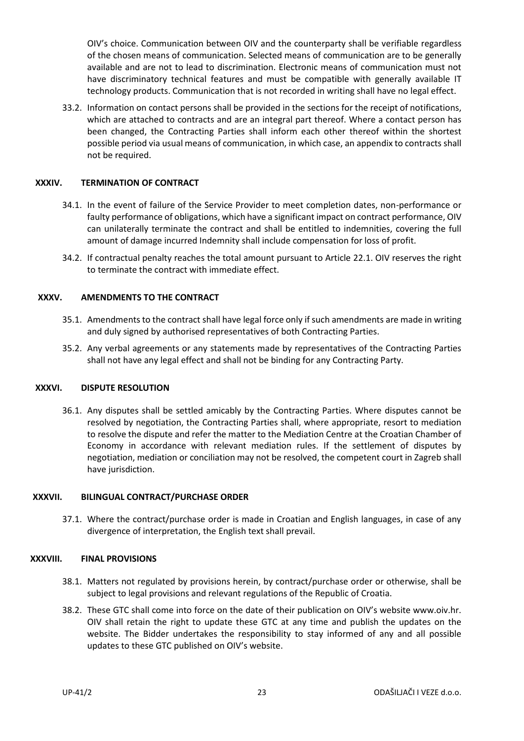OIV's choice. Communication between OIV and the counterparty shall be verifiable regardless of the chosen means of communication. Selected means of communication are to be generally available and are not to lead to discrimination. Electronic means of communication must not have discriminatory technical features and must be compatible with generally available IT technology products. Communication that is not recorded in writing shall have no legal effect.

33.2. Information on contact persons shall be provided in the sections for the receipt of notifications, which are attached to contracts and are an integral part thereof. Where a contact person has been changed, the Contracting Parties shall inform each other thereof within the shortest possible period via usual means of communication, in which case, an appendix to contracts shall not be required.

## XXXIV. TERMINATION OF CONTRACT

34.1. In the event of failure of the Service Provider to meet completion dates, non-performance or faulty performance of obligations, which have a significant impact on contract performance, OIV can unilaterally terminate the contract and shall be entitled to indemnities, covering the full amount of damage incurred Indemnity shall include compensation for loss of profit.

34.2. If contractual penalty reaches the total amount pursuant to Article 22.1. OIV reserves the right to terminate the contract with immediate effect.

## XXXV. AMENDMENTS TO THE CONTRACT

35.1. Amendments to the contract shall have legal force only if such amendments are made in writing and duly signed by authorised representatives of both Contracting Parties.

35.2. Any verbal agreements or any statements made by representatives of the Contracting Parties shall not have any legal effect and shall not be binding for any Contracting Party.

## XXXVI. DISPUTE RESOLUTION

36.1. Any disputes shall be settled amicably by the Contracting Parties. Where disputes cannot be resolved by negotiation, the Contracting Parties shall, where appropriate, resort to mediation to resolve the dispute and refer the matter to the Mediation Centre at the Croatian Chamber of Economy in accordance with relevant mediation rules. If the settlement of disputes by negotiation, mediation or conciliation may not be resolved, the competent court in Zagreb shall have jurisdiction.

## XXXVII. BILINGUAL CONTRACT/PURCHASE ORDER

37.1. Where the contract/purchase order is made in Croatian and English languages, in case of any divergence of interpretation, the English text shall prevail.

## XXXVIII. FINAL PROVISIONS

38.1. Matters not regulated by provisions herein, by contract/purchase order or otherwise, shall be subject to legal provisions and relevant regulations of the Republic of Croatia.

38.2. These GTC shall come into force on the date of their publication on OIV's website www.oiv.hr. OIV shall retain the right to update these GTC at any time and publish the updates on the website. The Bidder undertakes the responsibility to stay informed of any and all possible updates to these GTC published on OIV's website.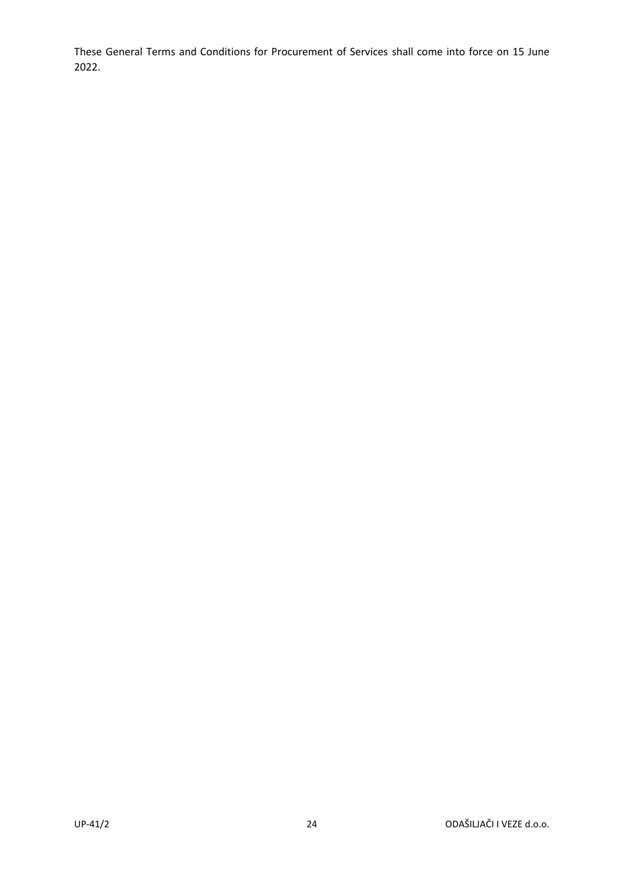These General Terms and Conditions for Procurement of Services shall come into force on 15 June 2022.